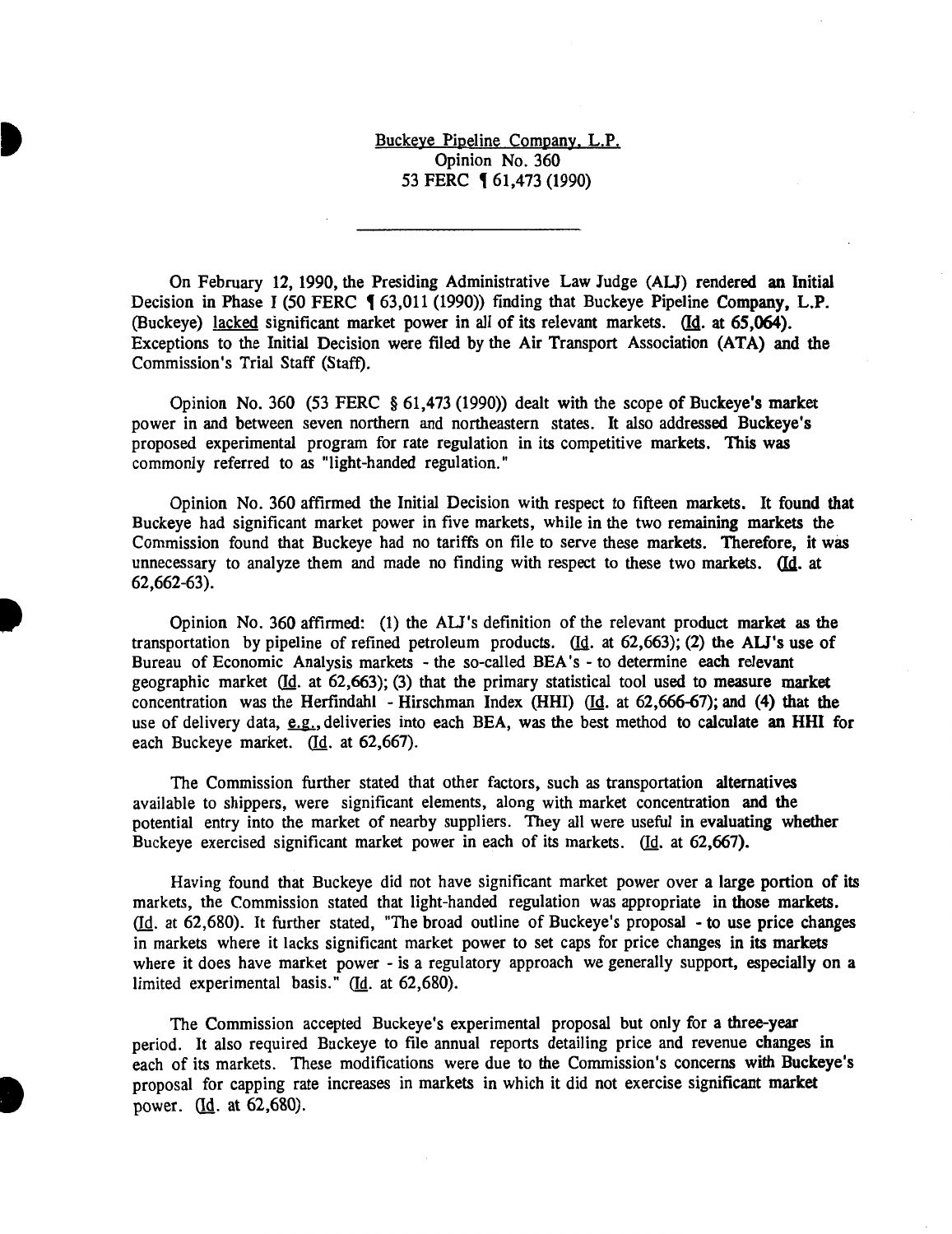Buckeye Pipeline Company, L.P.
Opinion No. 360
53 FERC ¶ 61,473 (1990)

---

On February 12, 1990, the Presiding Administrative Law Judge (ALJ) rendered an Initial Decision in Phase I (50 FERC ¶ 63,011 (1990)) finding that Buckeye Pipeline Company, L.P. (Buckeye) lacked significant market power in all of its relevant markets. (Id. at 65,064). Exceptions to the Initial Decision were filed by the Air Transport Association (ATA) and the Commission's Trial Staff (Staff).

Opinion No. 360 (53 FERC § 61,473 (1990)) dealt with the scope of Buckeye's market power in and between seven northern and northeastern states. It also addressed Buckeye's proposed experimental program for rate regulation in its competitive markets. This was commonly referred to as "light-handed regulation."

Opinion No. 360 affirmed the Initial Decision with respect to fifteen markets. It found that Buckeye had significant market power in five markets, while in the two remaining markets the Commission found that Buckeye had no tariffs on file to serve these markets. Therefore, it was unnecessary to analyze them and made no finding with respect to these two markets. (Id. at 62,662-63).

Opinion No. 360 affirmed: (1) the ALJ's definition of the relevant product market as the transportation by pipeline of refined petroleum products. (Id. at 62,663); (2) the ALJ's use of Bureau of Economic Analysis markets - the so-called BEA's - to determine each relevant geographic market (Id. at 62,663); (3) that the primary statistical tool used to measure market concentration was the Herfindahl - Hirschman Index (HHI) (Id. at 62,666-67); and (4) that the use of delivery data, e.g., deliveries into each BEA, was the best method to calculate an HHI for each Buckeye market. (Id. at 62,667).

The Commission further stated that other factors, such as transportation alternatives available to shippers, were significant elements, along with market concentration and the potential entry into the market of nearby suppliers. They all were useful in evaluating whether Buckeye exercised significant market power in each of its markets. (Id. at 62,667).

Having found that Buckeye did not have significant market power over a large portion of its markets, the Commission stated that light-handed regulation was appropriate in those markets. (Id. at 62,680). It further stated, "The broad outline of Buckeye's proposal - to use price changes in markets where it lacks significant market power to set caps for price changes in its markets where it does have market power - is a regulatory approach we generally support, especially on a limited experimental basis." (Id. at 62,680).

The Commission accepted Buckeye's experimental proposal but only for a three-year period. It also required Buckeye to file annual reports detailing price and revenue changes in each of its markets. These modifications were due to the Commission's concerns with Buckeye's proposal for capping rate increases in markets in which it did not exercise significant market power. (Id. at 62,680).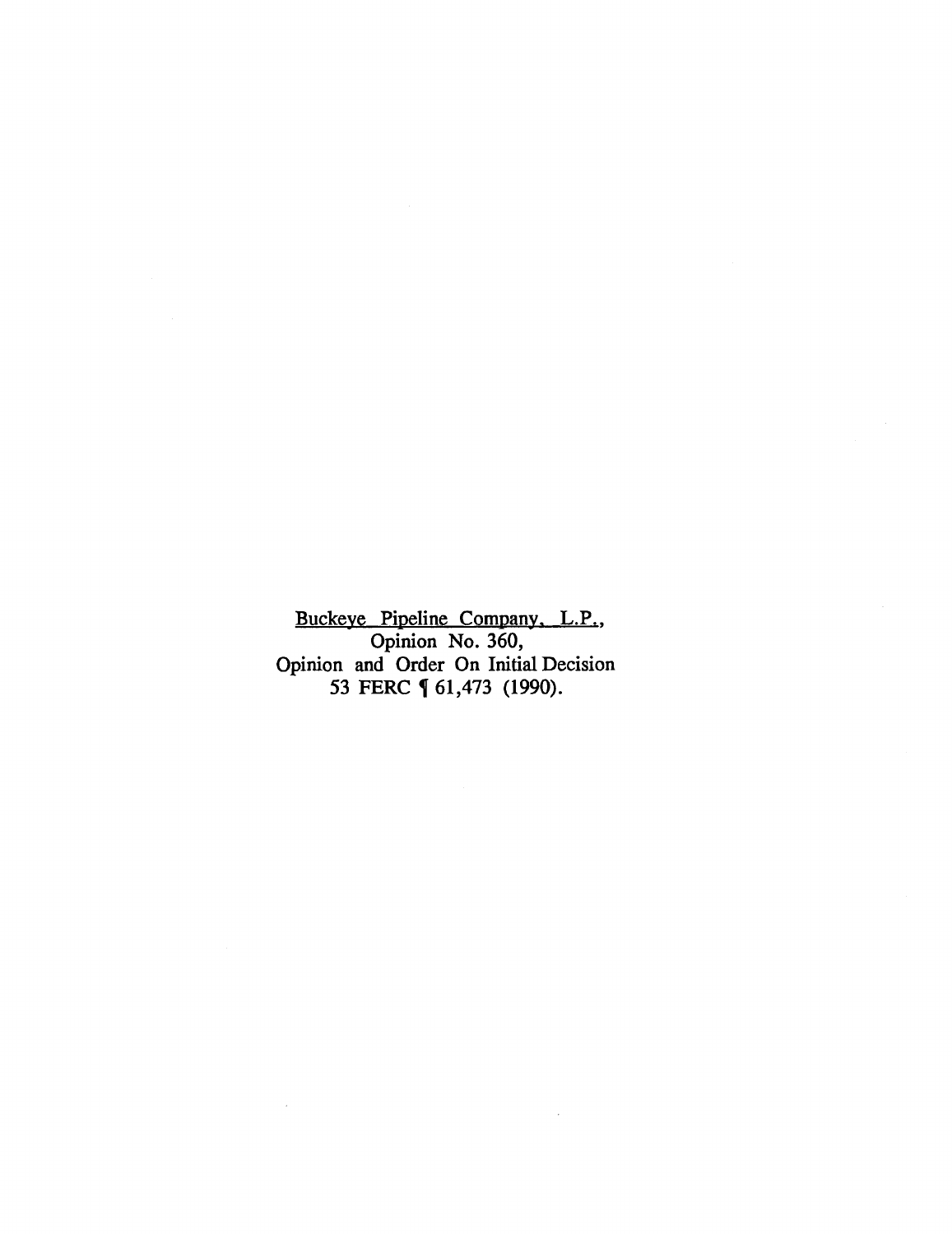<u>Buckeye Pipeline Company, L.P.</u>,
Opinion No. 360,
Opinion and Order On Initial Decision
53 FERC ¶ 61,473 (1990).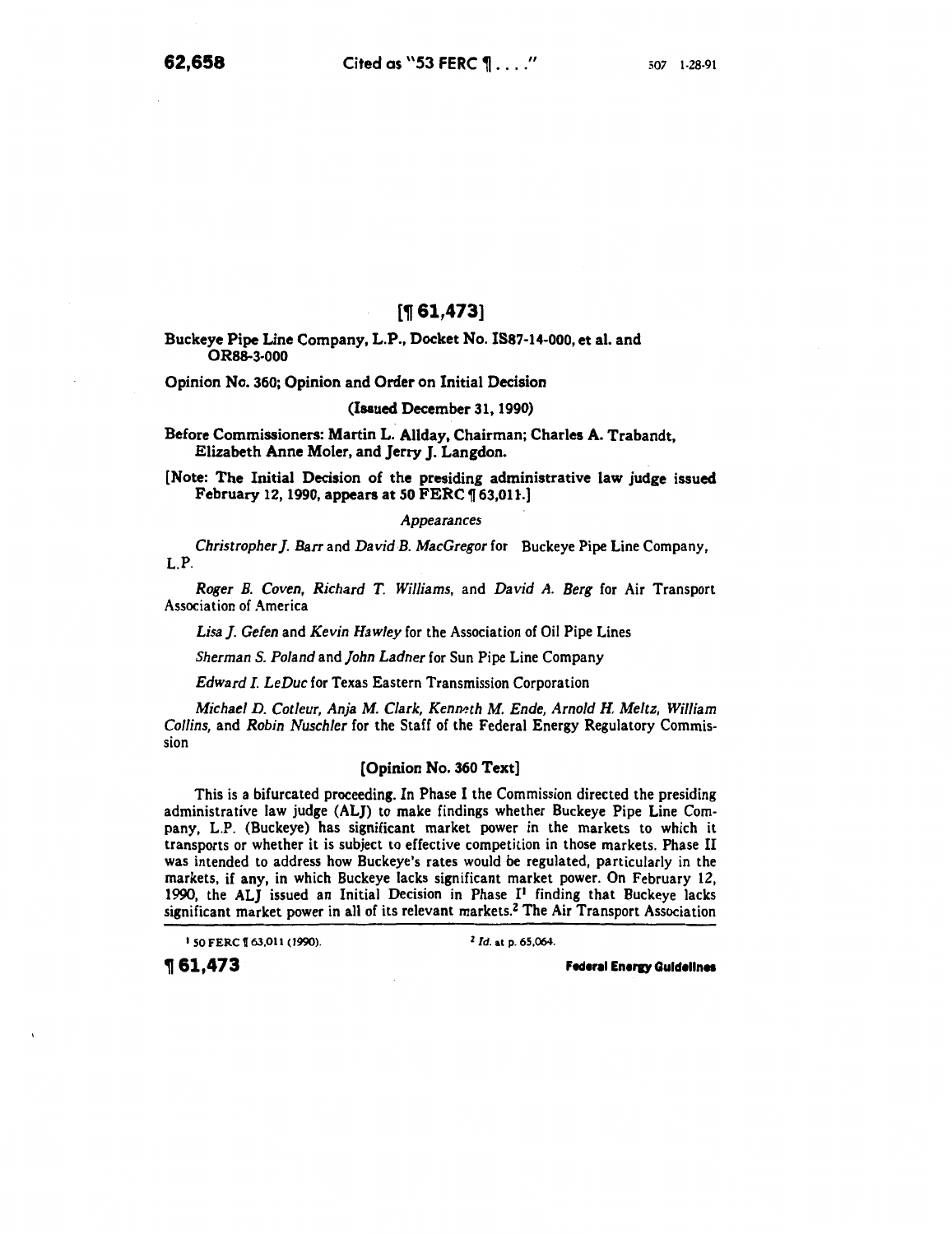## [¶ 61,473]

**Buckeye Pipe Line Company, L.P., Docket No. IS87-14-000, et al. and OR88-3-000**

**Opinion No. 360; Opinion and Order on Initial Decision**

**(Issued December 31, 1990)**

**Before Commissioners: Martin L. Allday, Chairman; Charles A. Trabandt, Elizabeth Anne Moler, and Jerry J. Langdon.**

**[Note: The Initial Decision of the presiding administrative law judge issued February 12, 1990, appears at 50 FERC ¶ 63,011.]**

*Appearances*

*Christropher J. Barr* and *David B. MacGregor* for Buckeye Pipe Line Company, L.P.

*Roger B. Coven, Richard T. Williams,* and *David A. Berg* for Air Transport Association of America

*Lisa J. Gefen* and *Kevin Hawley* for the Association of Oil Pipe Lines

*Sherman S. Poland* and *John Ladner* for Sun Pipe Line Company

*Edward I. LeDuc* for Texas Eastern Transmission Corporation

*Michael D. Cotleur, Anja M. Clark, Kenneth M. Ende, Arnold H. Meltz, William Collins,* and *Robin Nuschler* for the Staff of the Federal Energy Regulatory Commission

**[Opinion No. 360 Text]**

This is a bifurcated proceeding. In Phase I the Commission directed the presiding administrative law judge (ALJ) to make findings whether Buckeye Pipe Line Company, L.P. (Buckeye) has significant market power in the markets to which it transports or whether it is subject to effective competition in those markets. Phase II was intended to address how Buckeye's rates would be regulated, particularly in the markets, if any, in which Buckeye lacks significant market power. On February 12, 1990, the ALJ issued an Initial Decision in Phase I[1] finding that Buckeye lacks significant market power in all of its relevant markets.[2] The Air Transport Association

[1] 50 FERC ¶ 63,011 (1990).

[2] *Id.* at p. 65,064.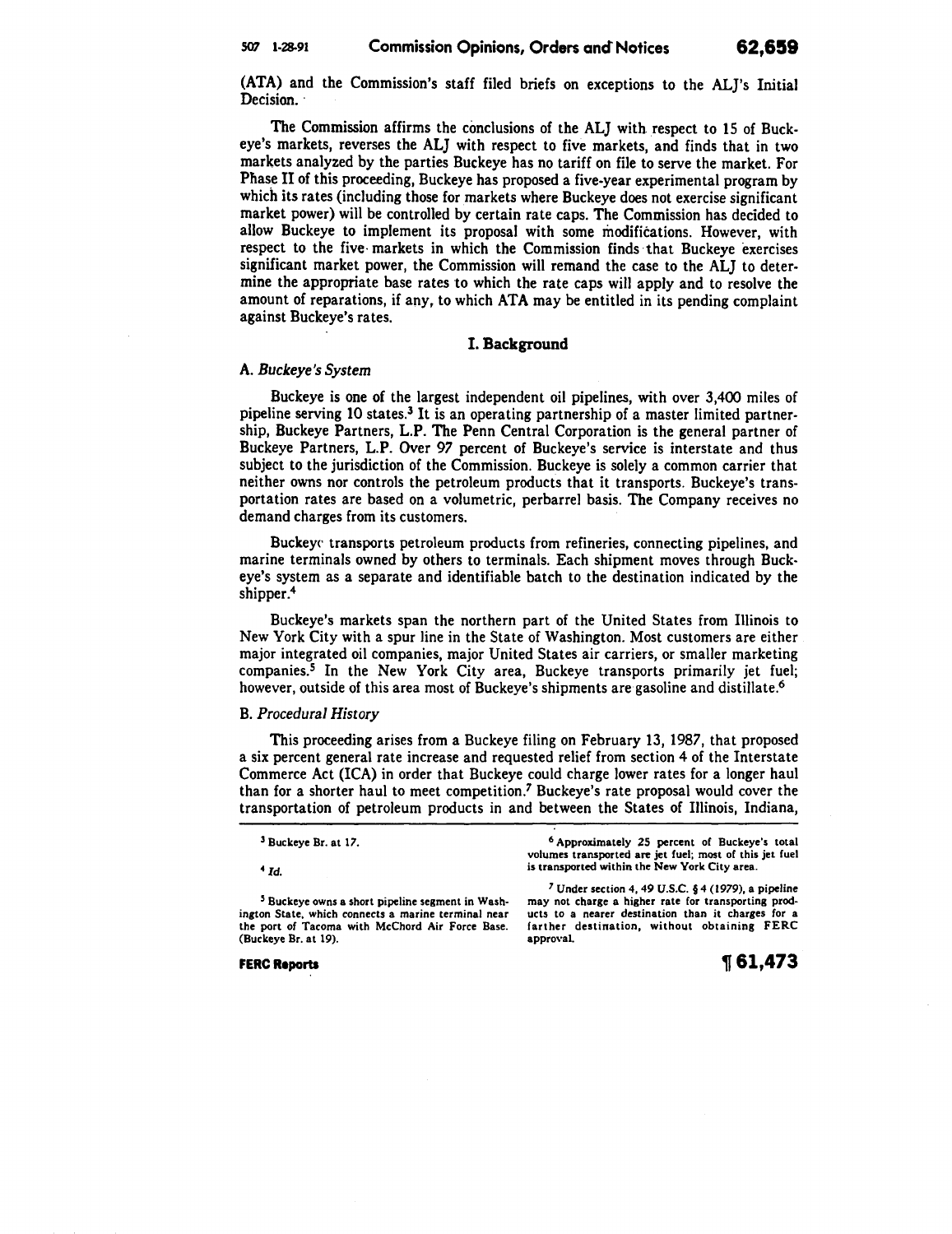(ATA) and the Commission's staff filed briefs on exceptions to the ALJ's Initial Decision.

The Commission affirms the conclusions of the ALJ with respect to 15 of Buckeye's markets, reverses the ALJ with respect to five markets, and finds that in two markets analyzed by the parties Buckeye has no tariff on file to serve the market. For Phase II of this proceeding, Buckeye has proposed a five-year experimental program by which its rates (including those for markets where Buckeye does not exercise significant market power) will be controlled by certain rate caps. The Commission has decided to allow Buckeye to implement its proposal with some modifications. However, with respect to the five markets in which the Commission finds that Buckeye exercises significant market power, the Commission will remand the case to the ALJ to determine the appropriate base rates to which the rate caps will apply and to resolve the amount of reparations, if any, to which ATA may be entitled in its pending complaint against Buckeye's rates.

## I. Background

### A. *Buckeye's System*

Buckeye is one of the largest independent oil pipelines, with over 3,400 miles of pipeline serving 10 states.[3] It is an operating partnership of a master limited partnership, Buckeye Partners, L.P. The Penn Central Corporation is the general partner of Buckeye Partners, L.P. Over 97 percent of Buckeye's service is interstate and thus subject to the jurisdiction of the Commission. Buckeye is solely a common carrier that neither owns nor controls the petroleum products that it transports. Buckeye's transportation rates are based on a volumetric, perbarrel basis. The Company receives no demand charges from its customers.

Buckeye transports petroleum products from refineries, connecting pipelines, and marine terminals owned by others to terminals. Each shipment moves through Buckeye's system as a separate and identifiable batch to the destination indicated by the shipper.[4]

Buckeye's markets span the northern part of the United States from Illinois to New York City with a spur line in the State of Washington. Most customers are either major integrated oil companies, major United States air carriers, or smaller marketing companies.[5] In the New York City area, Buckeye transports primarily jet fuel; however, outside of this area most of Buckeye's shipments are gasoline and distillate.[6]

### B. *Procedural History*

This proceeding arises from a Buckeye filing on February 13, 1987, that proposed a six percent general rate increase and requested relief from section 4 of the Interstate Commerce Act (ICA) in order that Buckeye could charge lower rates for a longer haul than for a shorter haul to meet competition.[7] Buckeye's rate proposal would cover the transportation of petroleum products in and between the States of Illinois, Indiana,

---

[3] Buckeye Br. at 17.

[4] *Id.*

[5] Buckeye owns a short pipeline segment in Washington State, which connects a marine terminal near the port of Tacoma with McChord Air Force Base. (Buckeye Br. at 19).

[6] Approximately 25 percent of Buckeye's total volumes transported are jet fuel; most of this jet fuel is transported within the New York City area.

[7] Under section 4, 49 U.S.C. § 4 (1979), a pipeline may not charge a higher rate for transporting products to a nearer destination than it charges for a farther destination, without obtaining FERC approval.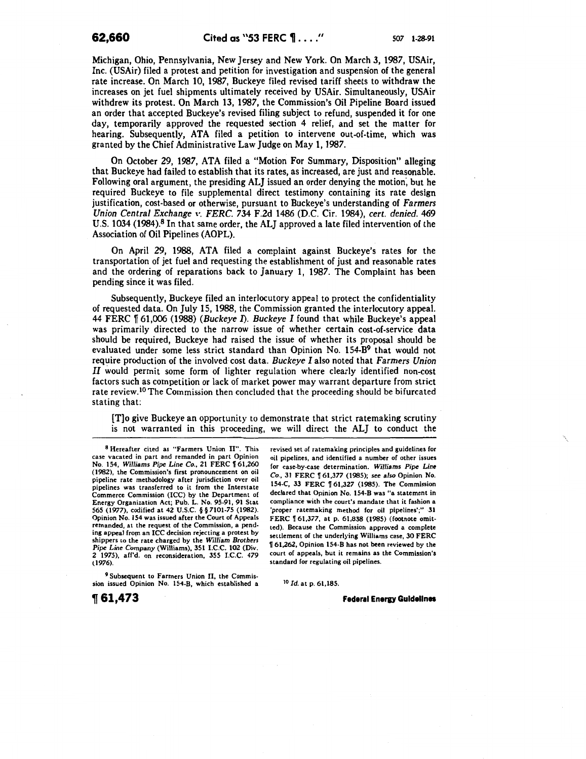Michigan, Ohio, Pennsylvania, New Jersey and New York. On March 3, 1987, USAir, Inc. (USAir) filed a protest and petition for investigation and suspension of the general rate increase. On March 10, 1987, Buckeye filed revised tariff sheets to withdraw the increases on jet fuel shipments ultimately received by USAir. Simultaneously, USAir withdrew its protest. On March 13, 1987, the Commission's Oil Pipeline Board issued an order that accepted Buckeye's revised filing subject to refund, suspended it for one day, temporarily approved the requested section 4 relief, and set the matter for hearing. Subsequently, ATA filed a petition to intervene out-of-time, which was granted by the Chief Administrative Law Judge on May 1, 1987.

On October 29, 1987, ATA filed a "Motion For Summary, Disposition" alleging that Buckeye had failed to establish that its rates, as increased, are just and reasonable. Following oral argument, the presiding ALJ issued an order denying the motion, but he required Buckeye to file supplemental direct testimony containing its rate design justification, cost-based or otherwise, pursuant to Buckeye's understanding of *Farmers Union Central Exchange v. FERC.* 734 F.2d 1486 (D.C. Cir. 1984), *cert. denied.* 469 U.S. 1034 (1984).[8] In that same order, the ALJ approved a late filed intervention of the Association of Oil Pipelines (AOPL).

On April 29, 1988, ATA filed a complaint against Buckeye's rates for the transportation of jet fuel and requesting the establishment of just and reasonable rates and the ordering of reparations back to January 1, 1987. The Complaint has been pending since it was filed.

Subsequently, Buckeye filed an interlocutory appeal to protect the confidentiality of requested data. On July 15, 1988, the Commission granted the interlocutory appeal. 44 FERC ¶ 61,006 (1988) (*Buckeye I*). *Buckeye I* found that while Buckeye's appeal was primarily directed to the narrow issue of whether certain cost-of-service data should be required, Buckeye had raised the issue of whether its proposal should be evaluated under some less strict standard than Opinion No. 154-B[9] that would not require production of the involved cost data. *Buckeye I* also noted that *Farmers Union II* would permit some form of lighter regulation where clearly identified non-cost factors such as competition or lack of market power may warrant departure from strict rate review.[10] The Commission then concluded that the proceeding should be bifurcated stating that:

> [T]o give Buckeye an opportunity to demonstrate that strict ratemaking scrutiny is not warranted in this proceeding, we will direct the ALJ to conduct the

---

[8] Hereafter cited as "Farmers Union II". This case vacated in part and remanded in part Opinion No. 154, *Williams Pipe Line Co.*, 21 FERC ¶ 61,260 (1982), the Commission's first pronouncement on oil pipeline rate methodology after jurisdiction over oil pipelines was transferred to it from the Interstate Commerce Commission (ICC) by the Department of Energy Organization Act; Pub. L. No. 95-91, 91 Stat 565 (1977), codified at 42 U.S.C. § § 7101-75 (1982). Opinion No. 154 was issued after the Court of Appeals remanded, at the request of the Commission, a pending appeal from an ICC decision rejecting a protest by shippers to the rate charged by the *William Brothers Pipe Line Company* (Williams), 351 I.C.C. 102 (Div. 2 1975), aff'd. on reconsideration, 355 I.C.C. 479 (1976).

[9] Subsequent to Farmers Union II, the Commission issued Opinion No. 154-B, which established a revised set of ratemaking principles and guidelines for oil pipelines, and identified a number of other issues for case-by-case determination. *Williams Pipe Line Co.*, 31 FERC ¶ 61,377 (1985); *see also* Opinion No. 154-C, 33 FERC ¶ 61,327 (1985). The Commission declared that Opinion No. 154-B was "a statement in compliance with the court's mandate that it fashion a 'proper ratemaking method for oil pipelines';" 31 FERC ¶ 61,377, at p. 61,838 (1985) (footnote omitted). Because the Commission approved a complete settlement of the underlying Williams case, 30 FERC ¶ 61,262, Opinion 154-B has not been reviewed by the court of appeals, but it remains as the Commission's standard for regulating oil pipelines.

[10] *Id.* at p. 61,185.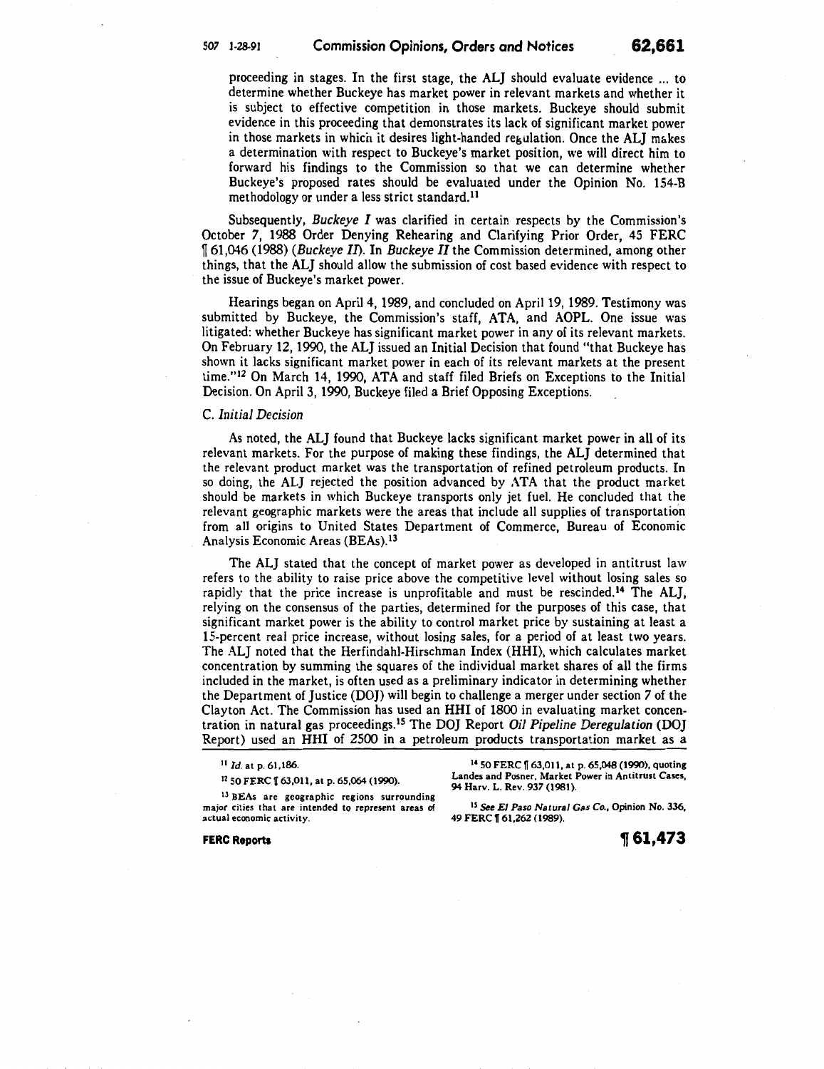proceeding in stages. In the first stage, the ALJ should evaluate evidence ... to determine whether Buckeye has market power in relevant markets and whether it is subject to effective competition in those markets. Buckeye should submit evidence in this proceeding that demonstrates its lack of significant market power in those markets in which it desires light-handed regulation. Once the ALJ makes a determination with respect to Buckeye's market position, we will direct him to forward his findings to the Commission so that we can determine whether Buckeye's proposed rates should be evaluated under the Opinion No. 154-B methodology or under a less strict standard.[11]

Subsequently, *Buckeye I* was clarified in certain respects by the Commission's October 7, 1988 Order Denying Rehearing and Clarifying Prior Order, 45 FERC ¶ 61,046 (1988) (*Buckeye II*). In *Buckeye II* the Commission determined, among other things, that the ALJ should allow the submission of cost based evidence with respect to the issue of Buckeye's market power.

Hearings began on April 4, 1989, and concluded on April 19, 1989. Testimony was submitted by Buckeye, the Commission's staff, ATA, and AOPL. One issue was litigated: whether Buckeye has significant market power in any of its relevant markets. On February 12, 1990, the ALJ issued an Initial Decision that found "that Buckeye has shown it lacks significant market power in each of its relevant markets at the present time."[12] On March 14, 1990, ATA and staff filed Briefs on Exceptions to the Initial Decision. On April 3, 1990, Buckeye filed a Brief Opposing Exceptions.

### C. *Initial Decision*

As noted, the ALJ found that Buckeye lacks significant market power in all of its relevant markets. For the purpose of making these findings, the ALJ determined that the relevant product market was the transportation of refined petroleum products. In so doing, the ALJ rejected the position advanced by ATA that the product market should be markets in which Buckeye transports only jet fuel. He concluded that the relevant geographic markets were the areas that include all supplies of transportation from all origins to United States Department of Commerce, Bureau of Economic Analysis Economic Areas (BEAs).[13]

The ALJ stated that the concept of market power as developed in antitrust law refers to the ability to raise price above the competitive level without losing sales so rapidly that the price increase is unprofitable and must be rescinded.[14] The ALJ, relying on the consensus of the parties, determined for the purposes of this case, that significant market power is the ability to control market price by sustaining at least a 15-percent real price increase, without losing sales, for a period of at least two years. The ALJ noted that the Herfindahl-Hirschman Index (HHI), which calculates market concentration by summing the squares of the individual market shares of all the firms included in the market, is often used as a preliminary indicator in determining whether the Department of Justice (DOJ) will begin to challenge a merger under section 7 of the Clayton Act. The Commission has used an HHI of 1800 in evaluating market concentration in natural gas proceedings.[15] The DOJ Report *Oil Pipeline Deregulation* (DOJ Report) used an HHI of 2500 in a petroleum products transportation market as a

---

[11] *Id.* at p. 61,186.

[12] 50 FERC ¶ 63,011, at p. 65,064 (1990).

[13] BEAs are geographic regions surrounding major cities that are intended to represent areas of actual economic activity.

[14] 50 FERC ¶ 63,011, at p. 65,048 (1990), quoting Landes and Posner, Market Power in Antitrust Cases, 94 Harv. L. Rev. 937 (1981).

[15] *See El Paso Natural Gas Co.*, Opinion No. 336, 49 FERC ¶ 61,262 (1989).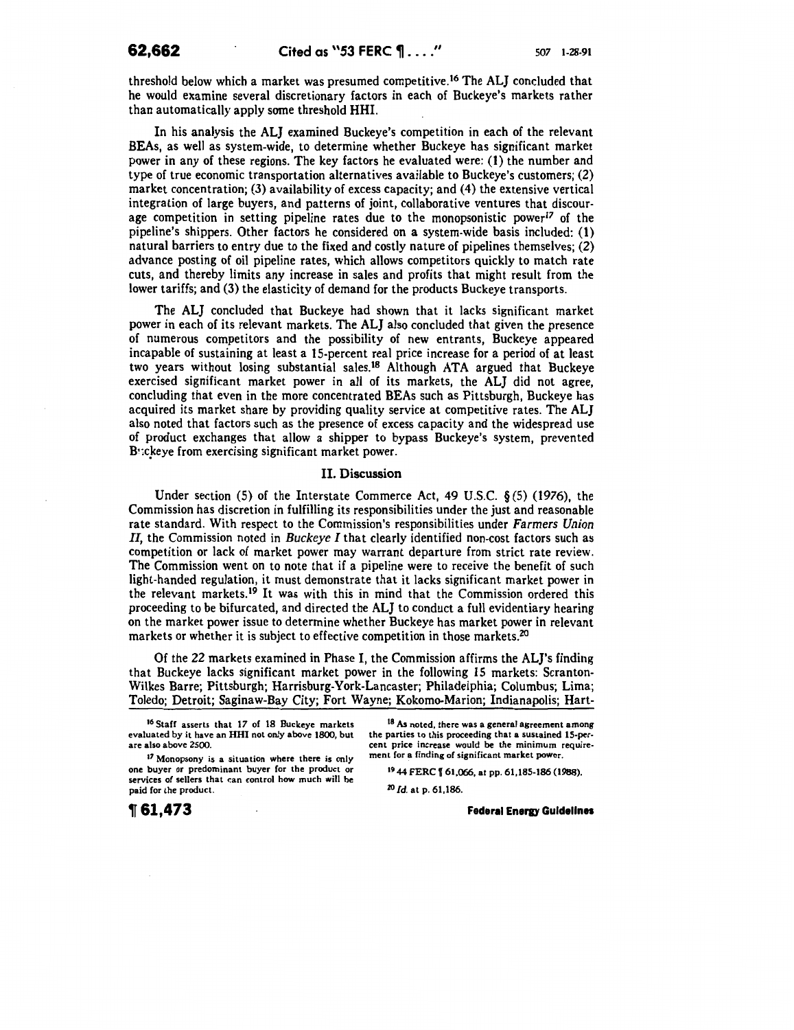threshold below which a market was presumed competitive.[16] The ALJ concluded that he would examine several discretionary factors in each of Buckeye's markets rather than automatically apply some threshold HHI.

In his analysis the ALJ examined Buckeye's competition in each of the relevant BEAs, as well as system-wide, to determine whether Buckeye has significant market power in any of these regions. The key factors he evaluated were: (1) the number and type of true economic transportation alternatives available to Buckeye's customers; (2) market concentration; (3) availability of excess capacity; and (4) the extensive vertical integration of large buyers, and patterns of joint, collaborative ventures that discourage competition in setting pipeline rates due to the monopsonistic power[17] of the pipeline's shippers. Other factors he considered on a system-wide basis included: (1) natural barriers to entry due to the fixed and costly nature of pipelines themselves; (2) advance posting of oil pipeline rates, which allows competitors quickly to match rate cuts, and thereby limits any increase in sales and profits that might result from the lower tariffs; and (3) the elasticity of demand for the products Buckeye transports.

The ALJ concluded that Buckeye had shown that it lacks significant market power in each of its relevant markets. The ALJ also concluded that given the presence of numerous competitors and the possibility of new entrants, Buckeye appeared incapable of sustaining at least a 15-percent real price increase for a period of at least two years without losing substantial sales.[18] Although ATA argued that Buckeye exercised significant market power in all of its markets, the ALJ did not agree, concluding that even in the more concentrated BEAs such as Pittsburgh, Buckeye has acquired its market share by providing quality service at competitive rates. The ALJ also noted that factors such as the presence of excess capacity and the widespread use of product exchanges that allow a shipper to bypass Buckeye's system, prevented Buckeye from exercising significant market power.

## II. Discussion

Under section (5) of the Interstate Commerce Act, 49 U.S.C. § (5) (1976), the Commission has discretion in fulfilling its responsibilities under the just and reasonable rate standard. With respect to the Commission's responsibilities under *Farmers Union II*, the Commission noted in *Buckeye I* that clearly identified non-cost factors such as competition or lack of market power may warrant departure from strict rate review. The Commission went on to note that if a pipeline were to receive the benefit of such light-handed regulation, it must demonstrate that it lacks significant market power in the relevant markets.[19] It was with this in mind that the Commission ordered this proceeding to be bifurcated, and directed the ALJ to conduct a full evidentiary hearing on the market power issue to determine whether Buckeye has market power in relevant markets or whether it is subject to effective competition in those markets.[20]

Of the 22 markets examined in Phase I, the Commission affirms the ALJ's finding that Buckeye lacks significant market power in the following 15 markets: Scranton-Wilkes Barre; Pittsburgh; Harrisburg-York-Lancaster; Philadelphia; Columbus; Lima; Toledo; Detroit; Saginaw-Bay City; Fort Wayne; Kokomo-Marion; Indianapolis; Hart-

---

[16] Staff asserts that 17 of 18 Buckeye markets evaluated by it have an HHI not only above 1800, but are also above 2500.

[17] Monopsony is a situation where there is only one buyer or predominant buyer for the product or services of sellers that can control how much will be paid for the product.

[18] As noted, there was a general agreement among the parties to this proceeding that a sustained 15-percent price increase would be the minimum requirement for a finding of significant market power.

[19] 44 FERC ¶ 61,066, at pp. 61,185-186 (1988).

[20] *Id.* at p. 61,186.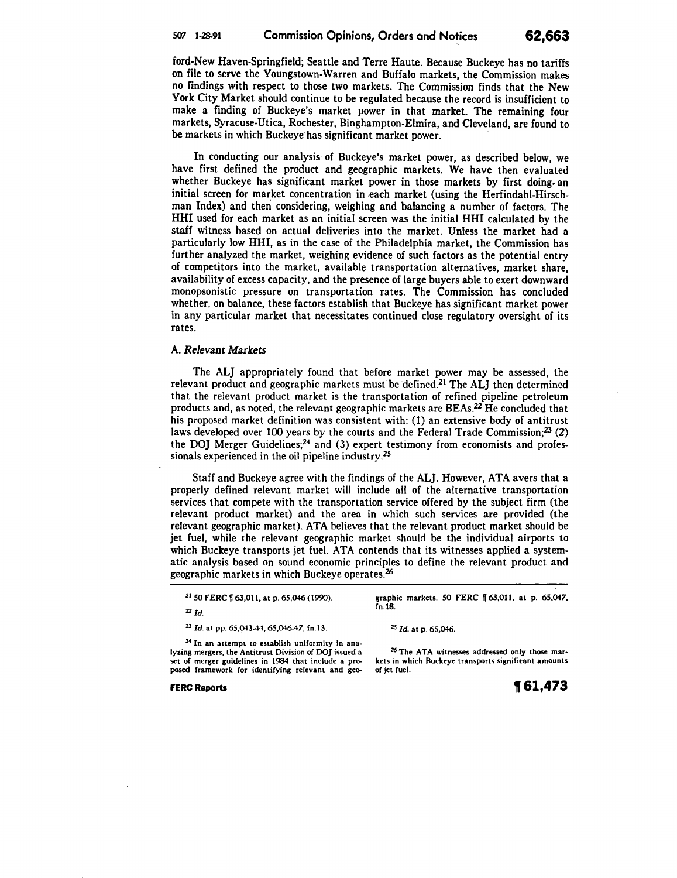ford-New Haven-Springfield; Seattle and Terre Haute. Because Buckeye has no tariffs on file to serve the Youngstown-Warren and Buffalo markets, the Commission makes no findings with respect to those two markets. The Commission finds that the New York City Market should continue to be regulated because the record is insufficient to make a finding of Buckeye's market power in that market. The remaining four markets, Syracuse-Utica, Rochester, Binghampton-Elmira, and Cleveland, are found to be markets in which Buckeye has significant market power.

In conducting our analysis of Buckeye's market power, as described below, we have first defined the product and geographic markets. We have then evaluated whether Buckeye has significant market power in those markets by first doing an initial screen for market concentration in each market (using the Herfindahl-Hirschman Index) and then considering, weighing and balancing a number of factors. The HHI used for each market as an initial screen was the initial HHI calculated by the staff witness based on actual deliveries into the market. Unless the market had a particularly low HHI, as in the case of the Philadelphia market, the Commission has further analyzed the market, weighing evidence of such factors as the potential entry of competitors into the market, available transportation alternatives, market share, availability of excess capacity, and the presence of large buyers able to exert downward monopsonistic pressure on transportation rates. The Commission has concluded whether, on balance, these factors establish that Buckeye has significant market power in any particular market that necessitates continued close regulatory oversight of its rates.

### A. *Relevant Markets*

The ALJ appropriately found that before market power may be assessed, the relevant product and geographic markets must be defined.[21] The ALJ then determined that the relevant product market is the transportation of refined pipeline petroleum products and, as noted, the relevant geographic markets are BEAs.[22] He concluded that his proposed market definition was consistent with: (1) an extensive body of antitrust laws developed over 100 years by the courts and the Federal Trade Commission;[23] (2) the DOJ Merger Guidelines;[24] and (3) expert testimony from economists and professionals experienced in the oil pipeline industry.[25]

Staff and Buckeye agree with the findings of the ALJ. However, ATA avers that a properly defined relevant market will include all of the alternative transportation services that compete with the transportation service offered by the subject firm (the relevant product market) and the area in which such services are provided (the relevant geographic market). ATA believes that the relevant product market should be jet fuel, while the relevant geographic market should be the individual airports to which Buckeye transports jet fuel. ATA contends that its witnesses applied a systematic analysis based on sound economic principles to define the relevant product and geographic markets in which Buckeye operates.[26]

---

[21] 50 FERC ¶ 63,011, at p. 65,046 (1990).

[22] *Id.*

[23] *Id.* at pp. 65,043-44, 65,046-47, fn.13.

[24] In an attempt to establish uniformity in analyzing mergers, the Antitrust Division of DOJ issued a set of merger guidelines in 1984 that include a proposed framework for identifying relevant and geographic markets. 50 FERC ¶ 63,011, at p. 65,047, fn.18.

[25] *Id.* at p. 65,046.

[26] The ATA witnesses addressed only those markets in which Buckeye transports significant amounts of jet fuel.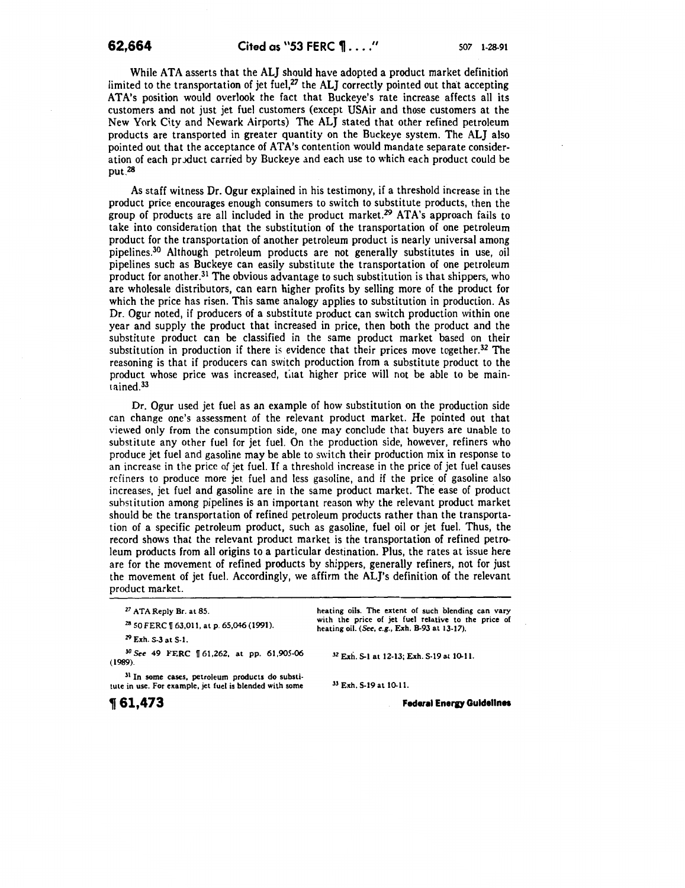While ATA asserts that the ALJ should have adopted a product market definition limited to the transportation of jet fuel,[27] the ALJ correctly pointed out that accepting ATA's position would overlook the fact that Buckeye's rate increase affects all its customers and not just jet fuel customers (except USAir and those customers at the New York City and Newark Airports) The ALJ stated that other refined petroleum products are transported in greater quantity on the Buckeye system. The ALJ also pointed out that the acceptance of ATA's contention would mandate separate consideration of each product carried by Buckeye and each use to which each product could be put.[28]

As staff witness Dr. Ogur explained in his testimony, if a threshold increase in the product price encourages enough consumers to switch to substitute products, then the group of products are all included in the product market.[29] ATA's approach fails to take into consideration that the substitution of the transportation of one petroleum product for the transportation of another petroleum product is nearly universal among pipelines.[30] Although petroleum products are not generally substitutes in use, oil pipelines such as Buckeye can easily substitute the transportation of one petroleum product for another.[31] The obvious advantage to such substitution is that shippers, who are wholesale distributors, can earn higher profits by selling more of the product for which the price has risen. This same analogy applies to substitution in production. As Dr. Ogur noted, if producers of a substitute product can switch production within one year and supply the product that increased in price, then both the product and the substitute product can be classified in the same product market based on their substitution in production if there is evidence that their prices move together.[32] The reasoning is that if producers can switch production from a substitute product to the product whose price was increased, that higher price will not be able to be maintained.[33]

Dr. Ogur used jet fuel as an example of how substitution on the production side can change one's assessment of the relevant product market. He pointed out that viewed only from the consumption side, one may conclude that buyers are unable to substitute any other fuel for jet fuel. On the production side, however, refiners who produce jet fuel and gasoline may be able to switch their production mix in response to an increase in the price of jet fuel. If a threshold increase in the price of jet fuel causes refiners to produce more jet fuel and less gasoline, and if the price of gasoline also increases, jet fuel and gasoline are in the same product market. The ease of product substitution among pipelines is an important reason why the relevant product market should be the transportation of refined petroleum products rather than the transportation of a specific petroleum product, such as gasoline, fuel oil or jet fuel. Thus, the record shows that the relevant product market is the transportation of refined petroleum products from all origins to a particular destination. Plus, the rates at issue here are for the movement of refined products by shippers, generally refiners, not for just the movement of jet fuel. Accordingly, we affirm the ALJ's definition of the relevant product market.

---

[27] ATA Reply Br. at 85.

[28] 50 FERC ¶ 63,011, at p. 65,046 (1991).

[29] Exh. S-3 at S-1.

[30] *See* 49 FERC ¶ 61,262, at pp. 61,905-06 (1989).

[31] In some cases, petroleum products do substitute in use. For example, jet fuel is blended with some heating oils. The extent of such blending can vary with the price of jet fuel relative to the price of heating oil. (*See, e.g.*, Exh. B-93 at 13-17).

[32] Exh. S-1 at 12-13; Exh. S-19 at 10-11.

[33] Exh. S-19 at 10-11.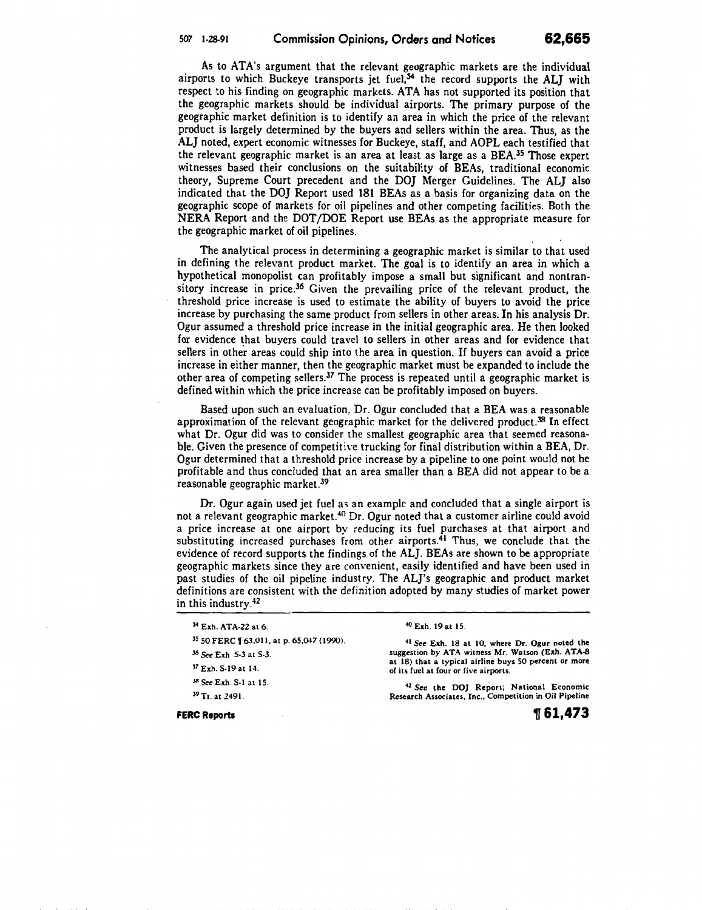As to ATA's argument that the relevant geographic markets are the individual airports to which Buckeye transports jet fuel,[34] the record supports the ALJ with respect to his finding on geographic markets. ATA has not supported its position that the geographic markets should be individual airports. The primary purpose of the geographic market definition is to identify an area in which the price of the relevant product is largely determined by the buyers and sellers within the area. Thus, as the ALJ noted, expert economic witnesses for Buckeye, staff, and AOPL each testified that the relevant geographic market is an area at least as large as a BEA.[35] Those expert witnesses based their conclusions on the suitability of BEAs, traditional economic theory, Supreme Court precedent and the DOJ Merger Guidelines. The ALJ also indicated that the DOJ Report used 181 BEAs as a basis for organizing data on the geographic scope of markets for oil pipelines and other competing facilities. Both the NERA Report and the DOT/DOE Report use BEAs as the appropriate measure for the geographic market of oil pipelines.

The analytical process in determining a geographic market is similar to that used in defining the relevant product market. The goal is to identify an area in which a hypothetical monopolist can profitably impose a small but significant and nontransitory increase in price.[36] Given the prevailing price of the relevant product, the threshold price increase is used to estimate the ability of buyers to avoid the price increase by purchasing the same product from sellers in other areas. In his analysis Dr. Ogur assumed a threshold price increase in the initial geographic area. He then looked for evidence that buyers could travel to sellers in other areas and for evidence that sellers in other areas could ship into the area in question. If buyers can avoid a price increase in either manner, then the geographic market must be expanded to include the other area of competing sellers.[37] The process is repeated until a geographic market is defined within which the price increase can be profitably imposed on buyers.

Based upon such an evaluation, Dr. Ogur concluded that a BEA was a reasonable approximation of the relevant geographic market for the delivered product.[38] In effect what Dr. Ogur did was to consider the smallest geographic area that seemed reasonable. Given the presence of competitive trucking for final distribution within a BEA, Dr. Ogur determined that a threshold price increase by a pipeline to one point would not be profitable and thus concluded that an area smaller than a BEA did not appear to be a reasonable geographic market.[39]

Dr. Ogur again used jet fuel as an example and concluded that a single airport is not a relevant geographic market.[40] Dr. Ogur noted that a customer airline could avoid a price increase at one airport by reducing its fuel purchases at that airport and substituting increased purchases from other airports.[41] Thus, we conclude that the evidence of record supports the findings of the ALJ. BEAs are shown to be appropriate geographic markets since they are convenient, easily identified and have been used in past studies of the oil pipeline industry. The ALJ's geographic and product market definitions are consistent with the definition adopted by many studies of market power in this industry.[42]

---

[34] Exh. ATA-22 at 6.

[35] 50 FERC ¶ 63,011, at p. 65,047 (1990).

[36] *See* Exh. S-3 at S-3.

[37] Exh. S-19 at 14.

[38] *See* Exh. S-1 at 15.

[39] Tr. at 2491.

[40] Exh. 19 at 15.

[41] *See* Exh. 18 at 10, where Dr. Ogur noted the suggestion by ATA witness Mr. Watson (Exh. ATA-8 at 18) that a typical airline buys 50 percent or more of its fuel at four or five airports.

[42] *See* the DOJ Report; National Economic Research Associates, Inc., Competition in Oil Pipeline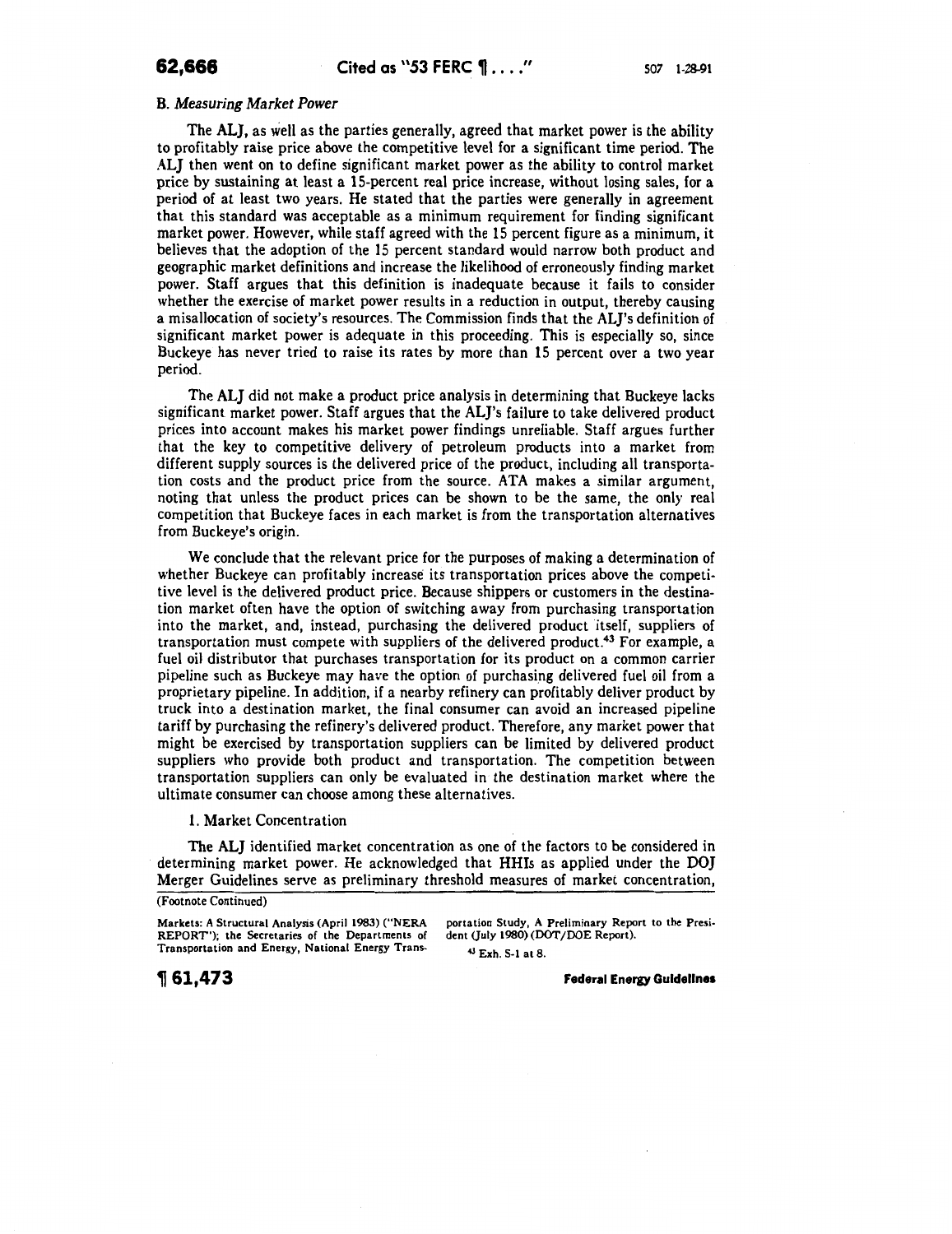### B. *Measuring Market Power*

The ALJ, as well as the parties generally, agreed that market power is the ability to profitably raise price above the competitive level for a significant time period. The ALJ then went on to define significant market power as the ability to control market price by sustaining at least a 15-percent real price increase, without losing sales, for a period of at least two years. He stated that the parties were generally in agreement that this standard was acceptable as a minimum requirement for finding significant market power. However, while staff agreed with the 15 percent figure as a minimum, it believes that the adoption of the 15 percent standard would narrow both product and geographic market definitions and increase the likelihood of erroneously finding market power. Staff argues that this definition is inadequate because it fails to consider whether the exercise of market power results in a reduction in output, thereby causing a misallocation of society's resources. The Commission finds that the ALJ's definition of significant market power is adequate in this proceeding. This is especially so, since Buckeye has never tried to raise its rates by more than 15 percent over a two year period.

The ALJ did not make a product price analysis in determining that Buckeye lacks significant market power. Staff argues that the ALJ's failure to take delivered product prices into account makes his market power findings unreliable. Staff argues further that the key to competitive delivery of petroleum products into a market from different supply sources is the delivered price of the product, including all transportation costs and the product price from the source. ATA makes a similar argument, noting that unless the product prices can be shown to be the same, the only real competition that Buckeye faces in each market is from the transportation alternatives from Buckeye's origin.

We conclude that the relevant price for the purposes of making a determination of whether Buckeye can profitably increase its transportation prices above the competitive level is the delivered product price. Because shippers or customers in the destination market often have the option of switching away from purchasing transportation into the market, and, instead, purchasing the delivered product itself, suppliers of transportation must compete with suppliers of the delivered product.[43] For example, a fuel oil distributor that purchases transportation for its product on a common carrier pipeline such as Buckeye may have the option of purchasing delivered fuel oil from a proprietary pipeline. In addition, if a nearby refinery can profitably deliver product by truck into a destination market, the final consumer can avoid an increased pipeline tariff by purchasing the refinery's delivered product. Therefore, any market power that might be exercised by transportation suppliers can be limited by delivered product suppliers who provide both product and transportation. The competition between transportation suppliers can only be evaluated in the destination market where the ultimate consumer can choose among these alternatives.

#### 1. Market Concentration

The ALJ identified market concentration as one of the factors to be considered in determining market power. He acknowledged that HHIs as applied under the DOJ Merger Guidelines serve as preliminary threshold measures of market concentration,

(Footnote Continued)

Markets: A Structural Analysis (April 1983) ("NERA REPORT"); the Secretaries of the Departments of Transportation and Energy, National Energy Transportation Study, A Preliminary Report to the President (July 1980) (DOT/DOE Report).

[43] Exh. S-1 at 8.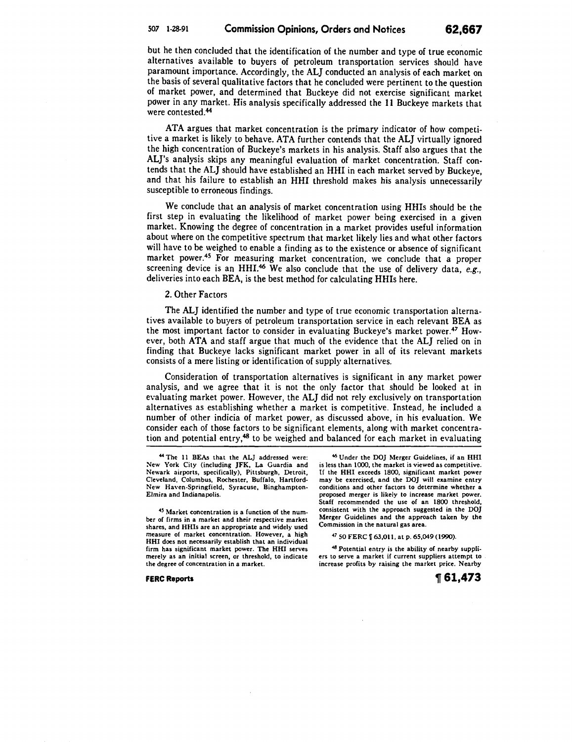but he then concluded that the identification of the number and type of true economic alternatives available to buyers of petroleum transportation services should have paramount importance. Accordingly, the ALJ conducted an analysis of each market on the basis of several qualitative factors that he concluded were pertinent to the question of market power, and determined that Buckeye did not exercise significant market power in any market. His analysis specifically addressed the 11 Buckeye markets that were contested.[44]

ATA argues that market concentration is the primary indicator of how competitive a market is likely to behave. ATA further contends that the ALJ virtually ignored the high concentration of Buckeye's markets in his analysis. Staff also argues that the ALJ's analysis skips any meaningful evaluation of market concentration. Staff contends that the ALJ should have established an HHI in each market served by Buckeye, and that his failure to establish an HHI threshold makes his analysis unnecessarily susceptible to erroneous findings.

We conclude that an analysis of market concentration using HHIs should be the first step in evaluating the likelihood of market power being exercised in a given market. Knowing the degree of concentration in a market provides useful information about where on the competitive spectrum that market likely lies and what other factors will have to be weighed to enable a finding as to the existence or absence of significant market power.[45] For measuring market concentration, we conclude that a proper screening device is an HHI.[46] We also conclude that the use of delivery data, *e.g.*, deliveries into each BEA, is the best method for calculating HHIs here.

2. Other Factors

The ALJ identified the number and type of true economic transportation alternatives available to buyers of petroleum transportation service in each relevant BEA as the most important factor to consider in evaluating Buckeye's market power.[47] However, both ATA and staff argue that much of the evidence that the ALJ relied on in finding that Buckeye lacks significant market power in all of its relevant markets consists of a mere listing or identification of supply alternatives.

Consideration of transportation alternatives is significant in any market power analysis, and we agree that it is not the only factor that should be looked at in evaluating market power. However, the ALJ did not rely exclusively on transportation alternatives as establishing whether a market is competitive. Instead, he included a number of other indicia of market power, as discussed above, in his evaluation. We consider each of those factors to be significant elements, along with market concentration and potential entry,[48] to be weighed and balanced for each market in evaluating

---

[44] The 11 BEAs that the ALJ addressed were: New York City (including JFK, La Guardia and Newark airports, specifically), Pittsburgh, Detroit, Cleveland, Columbus, Rochester, Buffalo, Hartford-New Haven-Springfield, Syracuse, Binghampton-Elmira and Indianapolis.

[45] Market concentration is a function of the number of firms in a market and their respective market shares, and HHIs are an appropriate and widely used measure of market concentration. However, a high HHI does not necessarily establish that an individual firm has significant market power. The HHI serves merely as an initial screen, or threshold, to indicate the degree of concentration in a market.

[46] Under the DOJ Merger Guidelines, if an HHI is less than 1000, the market is viewed as competitive. If the HHI exceeds 1800, significant market power may be exercised, and the DOJ will examine entry conditions and other factors to determine whether a proposed merger is likely to increase market power. Staff recommended the use of an 1800 threshold, consistent with the approach suggested in the DOJ Merger Guidelines and the approach taken by the Commission in the natural gas area.

[47] 50 FERC ¶ 63,011, at p. 65,049 (1990).

[48] Potential entry is the ability of nearby suppliers to serve a market if current suppliers attempt to increase profits by raising the market price. Nearby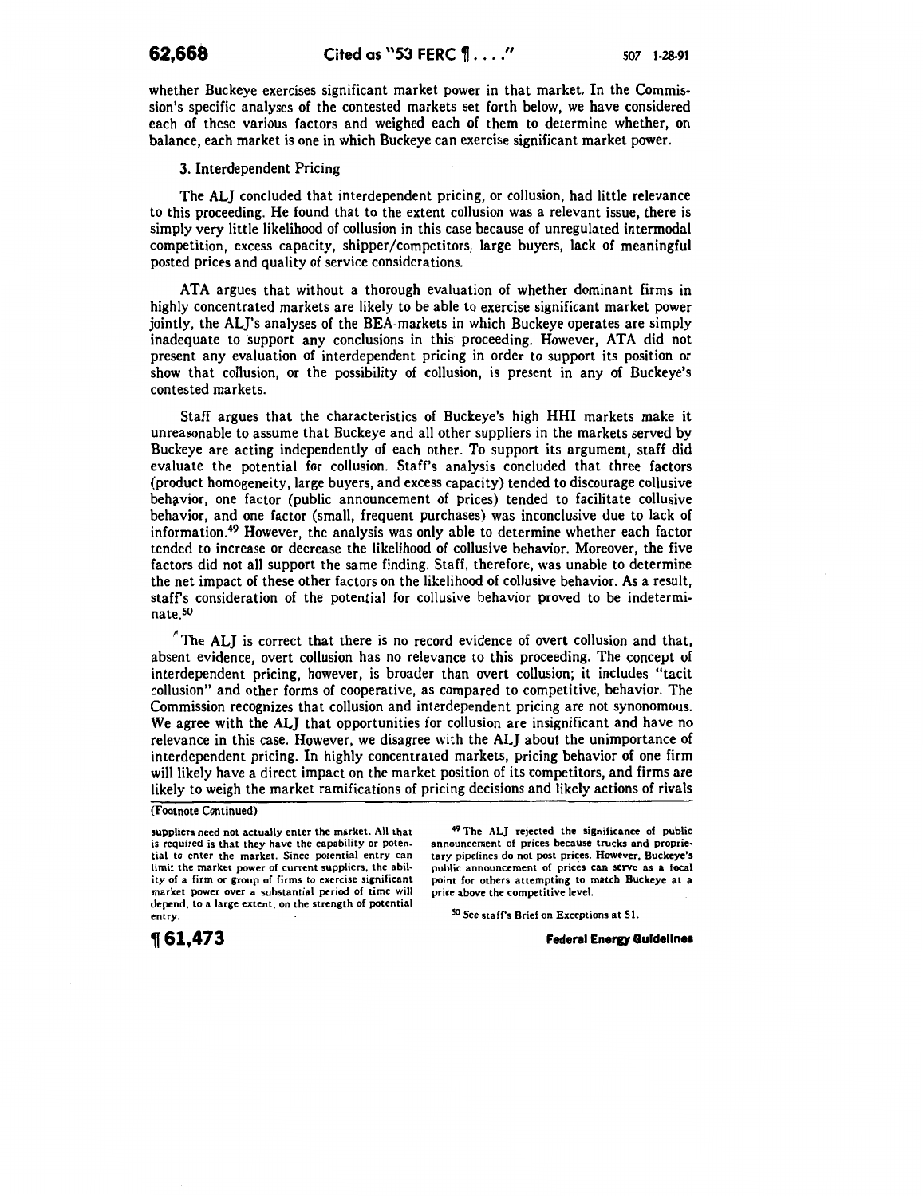whether Buckeye exercises significant market power in that market. In the Commission's specific analyses of the contested markets set forth below, we have considered each of these various factors and weighed each of them to determine whether, on balance, each market is one in which Buckeye can exercise significant market power.

3. Interdependent Pricing

The ALJ concluded that interdependent pricing, or collusion, had little relevance to this proceeding. He found that to the extent collusion was a relevant issue, there is simply very little likelihood of collusion in this case because of unregulated intermodal competition, excess capacity, shipper/competitors, large buyers, lack of meaningful posted prices and quality of service considerations.

ATA argues that without a thorough evaluation of whether dominant firms in highly concentrated markets are likely to be able to exercise significant market power jointly, the ALJ's analyses of the BEA-markets in which Buckeye operates are simply inadequate to support any conclusions in this proceeding. However, ATA did not present any evaluation of interdependent pricing in order to support its position or show that collusion, or the possibility of collusion, is present in any of Buckeye's contested markets.

Staff argues that the characteristics of Buckeye's high HHI markets make it unreasonable to assume that Buckeye and all other suppliers in the markets served by Buckeye are acting independently of each other. To support its argument, staff did evaluate the potential for collusion. Staff's analysis concluded that three factors (product homogeneity, large buyers, and excess capacity) tended to discourage collusive behavior, one factor (public announcement of prices) tended to facilitate collusive behavior, and one factor (small, frequent purchases) was inconclusive due to lack of information.[49] However, the analysis was only able to determine whether each factor tended to increase or decrease the likelihood of collusive behavior. Moreover, the five factors did not all support the same finding. Staff, therefore, was unable to determine the net impact of these other factors on the likelihood of collusive behavior. As a result, staff's consideration of the potential for collusive behavior proved to be indeterminate.[50]

The ALJ is correct that there is no record evidence of overt collusion and that, absent evidence, overt collusion has no relevance to this proceeding. The concept of interdependent pricing, however, is broader than overt collusion; it includes "tacit collusion" and other forms of cooperative, as compared to competitive, behavior. The Commission recognizes that collusion and interdependent pricing are not synonomous. We agree with the ALJ that opportunities for collusion are insignificant and have no relevance in this case. However, we disagree with the ALJ about the unimportance of interdependent pricing. In highly concentrated markets, pricing behavior of one firm will likely have a direct impact on the market position of its competitors, and firms are likely to weigh the market ramifications of pricing decisions and likely actions of rivals

(Footnote Continued)

suppliers need not actually enter the market. All that is required is that they have the capability or potential to enter the market. Since potential entry can limit the market power of current suppliers, the ability of a firm or group of firms to exercise significant market power over a substantial period of time will depend, to a large extent, on the strength of potential entry.

[49] The ALJ rejected the significance of public announcement of prices because trucks and proprietary pipelines do not post prices. However, Buckeye's public announcement of prices can serve as a focal point for others attempting to match Buckeye at a price above the competitive level.

[50] See staff's Brief on Exceptions at 51.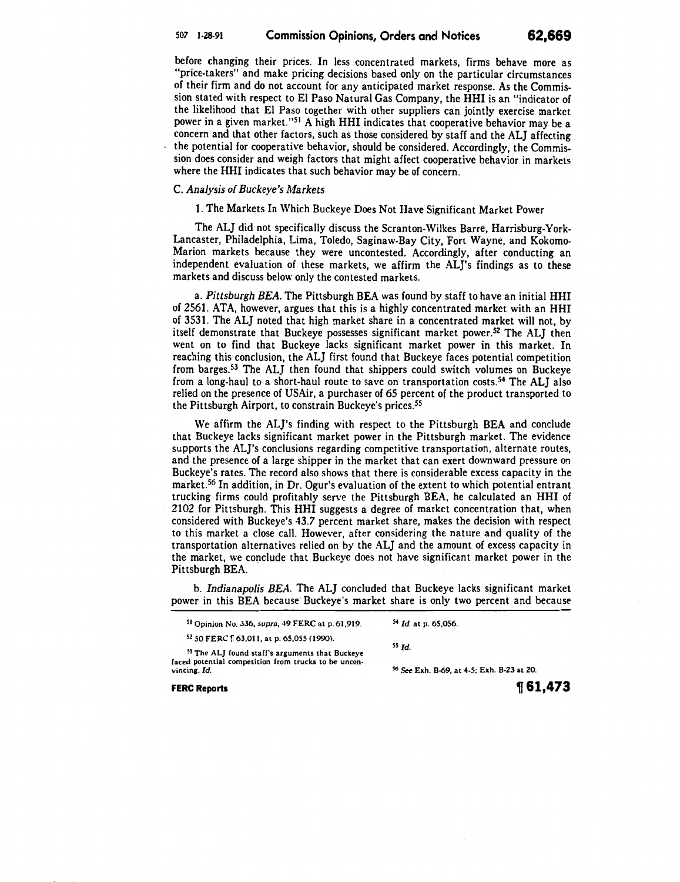before changing their prices. In less concentrated markets, firms behave more as "price-takers" and make pricing decisions based only on the particular circumstances of their firm and do not account for any anticipated market response. As the Commission stated with respect to El Paso Natural Gas Company, the HHI is an "indicator of the likelihood that El Paso together with other suppliers can jointly exercise market power in a given market."[51] A high HHI indicates that cooperative behavior may be a concern and that other factors, such as those considered by staff and the ALJ affecting the potential for cooperative behavior, should be considered. Accordingly, the Commission does consider and weigh factors that might affect cooperative behavior in markets where the HHI indicates that such behavior may be of concern.

C. *Analysis of Buckeye's Markets*

1. The Markets In Which Buckeye Does Not Have Significant Market Power

The ALJ did not specifically discuss the Scranton-Wilkes Barre, Harrisburg-York-Lancaster, Philadelphia, Lima, Toledo, Saginaw-Bay City, Fort Wayne, and Kokomo-Marion markets because they were uncontested. Accordingly, after conducting an independent evaluation of these markets, we affirm the ALJ's findings as to these markets and discuss below only the contested markets.

a. *Pittsburgh BEA.* The Pittsburgh BEA was found by staff to have an initial HHI of 2561. ATA, however, argues that this is a highly concentrated market with an HHI of 3531. The ALJ noted that high market share in a concentrated market will not, by itself demonstrate that Buckeye possesses significant market power.[52] The ALJ then went on to find that Buckeye lacks significant market power in this market. In reaching this conclusion, the ALJ first found that Buckeye faces potential competition from barges.[53] The ALJ then found that shippers could switch volumes on Buckeye from a long-haul to a short-haul route to save on transportation costs.[54] The ALJ also relied on the presence of USAir, a purchaser of 65 percent of the product transported to the Pittsburgh Airport, to constrain Buckeye's prices.[55]

We affirm the ALJ's finding with respect to the Pittsburgh BEA and conclude that Buckeye lacks significant market power in the Pittsburgh market. The evidence supports the ALJ's conclusions regarding competitive transportation, alternate routes, and the presence of a large shipper in the market that can exert downward pressure on Buckeye's rates. The record also shows that there is considerable excess capacity in the market.[56] In addition, in Dr. Ogur's evaluation of the extent to which potential entrant trucking firms could profitably serve the Pittsburgh BEA, he calculated an HHI of 2102 for Pittsburgh. This HHI suggests a degree of market concentration that, when considered with Buckeye's 43.7 percent market share, makes the decision with respect to this market a close call. However, after considering the nature and quality of the transportation alternatives relied on by the ALJ and the amount of excess capacity in the market, we conclude that Buckeye does not have significant market power in the Pittsburgh BEA.

b. *Indianapolis BEA.* The ALJ concluded that Buckeye lacks significant market power in this BEA because Buckeye's market share is only two percent and because

---

[51] Opinion No. 336, *supra*, 49 FERC at p. 61,919.

[52] 50 FERC ¶ 63,011, at p. 65,055 (1990).

[53] The ALJ found staff's arguments that Buckeye faced potential competition from trucks to be unconvincing. *Id.*

[54] *Id.* at p. 65,056.

[55] *Id.*

[56] *See* Exh. B-69, at 4-5; Exh. B-23 at 20.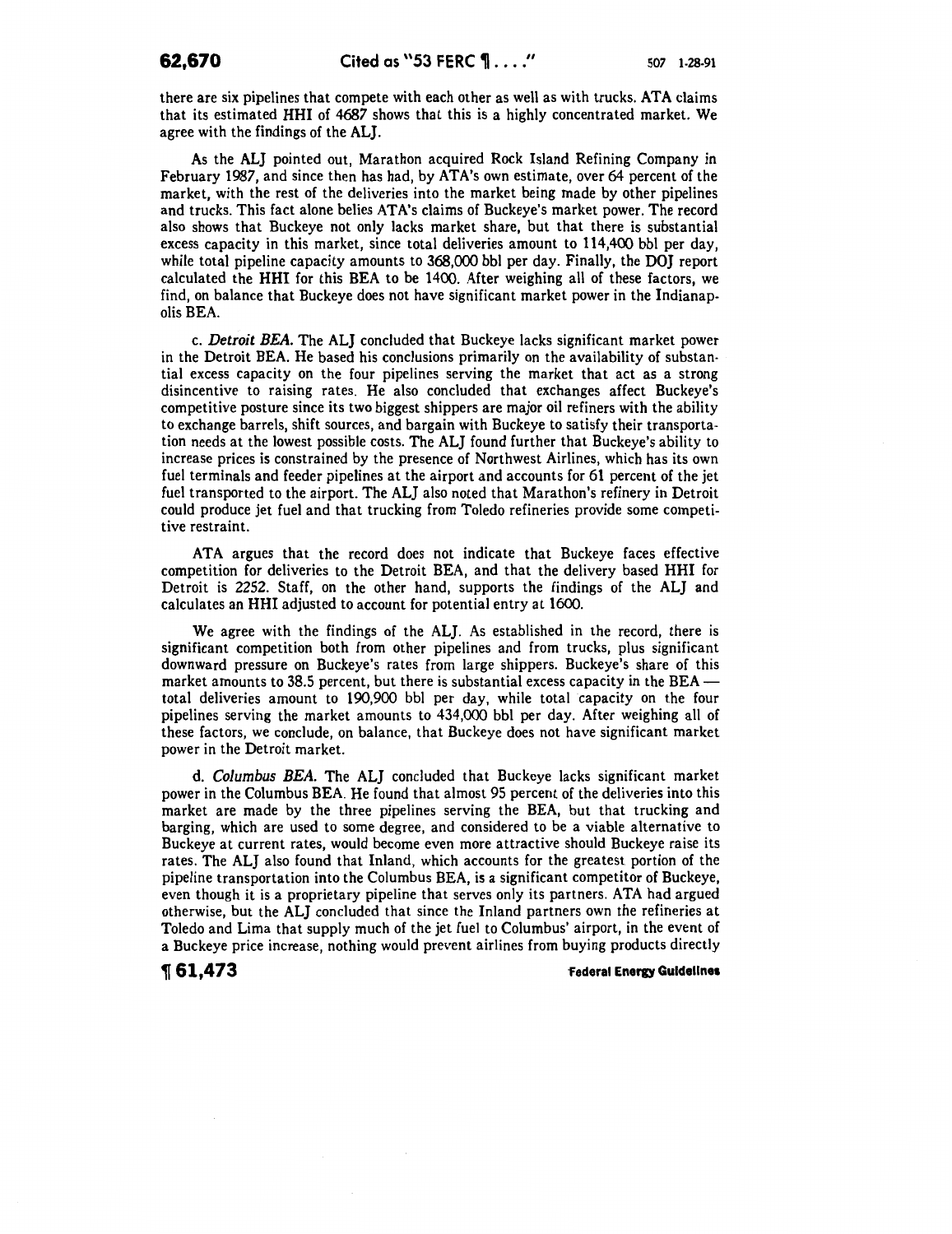there are six pipelines that compete with each other as well as with trucks. ATA claims that its estimated HHI of 4687 shows that this is a highly concentrated market. We agree with the findings of the ALJ.

As the ALJ pointed out, Marathon acquired Rock Island Refining Company in February 1987, and since then has had, by ATA's own estimate, over 64 percent of the market, with the rest of the deliveries into the market being made by other pipelines and trucks. This fact alone belies ATA's claims of Buckeye's market power. The record also shows that Buckeye not only lacks market share, but that there is substantial excess capacity in this market, since total deliveries amount to 114,400 bbl per day, while total pipeline capacity amounts to 368,000 bbl per day. Finally, the DOJ report calculated the HHI for this BEA to be 1400. After weighing all of these factors, we find, on balance that Buckeye does not have significant market power in the Indianapolis BEA.

c. *Detroit BEA.* The ALJ concluded that Buckeye lacks significant market power in the Detroit BEA. He based his conclusions primarily on the availability of substantial excess capacity on the four pipelines serving the market that act as a strong disincentive to raising rates. He also concluded that exchanges affect Buckeye's competitive posture since its two biggest shippers are major oil refiners with the ability to exchange barrels, shift sources, and bargain with Buckeye to satisfy their transportation needs at the lowest possible costs. The ALJ found further that Buckeye's ability to increase prices is constrained by the presence of Northwest Airlines, which has its own fuel terminals and feeder pipelines at the airport and accounts for 61 percent of the jet fuel transported to the airport. The ALJ also noted that Marathon's refinery in Detroit could produce jet fuel and that trucking from Toledo refineries provide some competitive restraint.

ATA argues that the record does not indicate that Buckeye faces effective competition for deliveries to the Detroit BEA, and that the delivery based HHI for Detroit is 2252. Staff, on the other hand, supports the findings of the ALJ and calculates an HHI adjusted to account for potential entry at 1600.

We agree with the findings of the ALJ. As established in the record, there is significant competition both from other pipelines and from trucks, plus significant downward pressure on Buckeye's rates from large shippers. Buckeye's share of this market amounts to 38.5 percent, but there is substantial excess capacity in the BEA — total deliveries amount to 190,900 bbl per day, while total capacity on the four pipelines serving the market amounts to 434,000 bbl per day. After weighing all of these factors, we conclude, on balance, that Buckeye does not have significant market power in the Detroit market.

d. *Columbus BEA.* The ALJ concluded that Buckeye lacks significant market power in the Columbus BEA. He found that almost 95 percent of the deliveries into this market are made by the three pipelines serving the BEA, but that trucking and barging, which are used to some degree, and considered to be a viable alternative to Buckeye at current rates, would become even more attractive should Buckeye raise its rates. The ALJ also found that Inland, which accounts for the greatest portion of the pipeline transportation into the Columbus BEA, is a significant competitor of Buckeye, even though it is a proprietary pipeline that serves only its partners. ATA had argued otherwise, but the ALJ concluded that since the Inland partners own the refineries at Toledo and Lima that supply much of the jet fuel to Columbus' airport, in the event of a Buckeye price increase, nothing would prevent airlines from buying products directly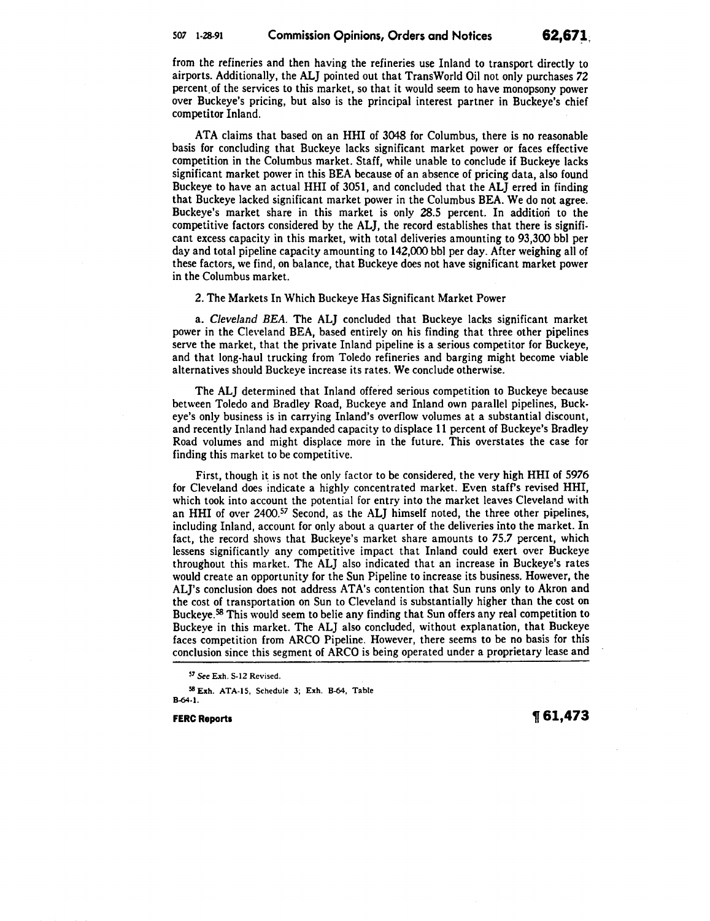from the refineries and then having the refineries use Inland to transport directly to airports. Additionally, the ALJ pointed out that TransWorld Oil not only purchases 72 percent of the services to this market, so that it would seem to have monopsony power over Buckeye's pricing, but also is the principal interest partner in Buckeye's chief competitor Inland.

ATA claims that based on an HHI of 3048 for Columbus, there is no reasonable basis for concluding that Buckeye lacks significant market power or faces effective competition in the Columbus market. Staff, while unable to conclude if Buckeye lacks significant market power in this BEA because of an absence of pricing data, also found Buckeye to have an actual HHI of 3051, and concluded that the ALJ erred in finding that Buckeye lacked significant market power in the Columbus BEA. We do not agree. Buckeye's market share in this market is only 28.5 percent. In addition to the competitive factors considered by the ALJ, the record establishes that there is significant excess capacity in this market, with total deliveries amounting to 93,300 bbl per day and total pipeline capacity amounting to 142,000 bbl per day. After weighing all of these factors, we find, on balance, that Buckeye does not have significant market power in the Columbus market.

2. The Markets In Which Buckeye Has Significant Market Power

a. *Cleveland BEA.* The ALJ concluded that Buckeye lacks significant market power in the Cleveland BEA, based entirely on his finding that three other pipelines serve the market, that the private Inland pipeline is a serious competitor for Buckeye, and that long-haul trucking from Toledo refineries and barging might become viable alternatives should Buckeye increase its rates. We conclude otherwise.

The ALJ determined that Inland offered serious competition to Buckeye because between Toledo and Bradley Road, Buckeye and Inland own parallel pipelines, Buckeye's only business is in carrying Inland's overflow volumes at a substantial discount, and recently Inland had expanded capacity to displace 11 percent of Buckeye's Bradley Road volumes and might displace more in the future. This overstates the case for finding this market to be competitive.

First, though it is not the only factor to be considered, the very high HHI of 5976 for Cleveland does indicate a highly concentrated market. Even staff's revised HHI, which took into account the potential for entry into the market leaves Cleveland with an HHI of over 2400.[57] Second, as the ALJ himself noted, the three other pipelines, including Inland, account for only about a quarter of the deliveries into the market. In fact, the record shows that Buckeye's market share amounts to 75.7 percent, which lessens significantly any competitive impact that Inland could exert over Buckeye throughout this market. The ALJ also indicated that an increase in Buckeye's rates would create an opportunity for the Sun Pipeline to increase its business. However, the ALJ's conclusion does not address ATA's contention that Sun runs only to Akron and the cost of transportation on Sun to Cleveland is substantially higher than the cost on Buckeye.[58] This would seem to belie any finding that Sun offers any real competition to Buckeye in this market. The ALJ also concluded, without explanation, that Buckeye faces competition from ARCO Pipeline. However, there seems to be no basis for this conclusion since this segment of ARCO is being operated under a proprietary lease and

---

[57] *See* Exh. S-12 Revised.

[58] Exh. ATA-15, Schedule 3; Exh. B-64, Table B-64-1.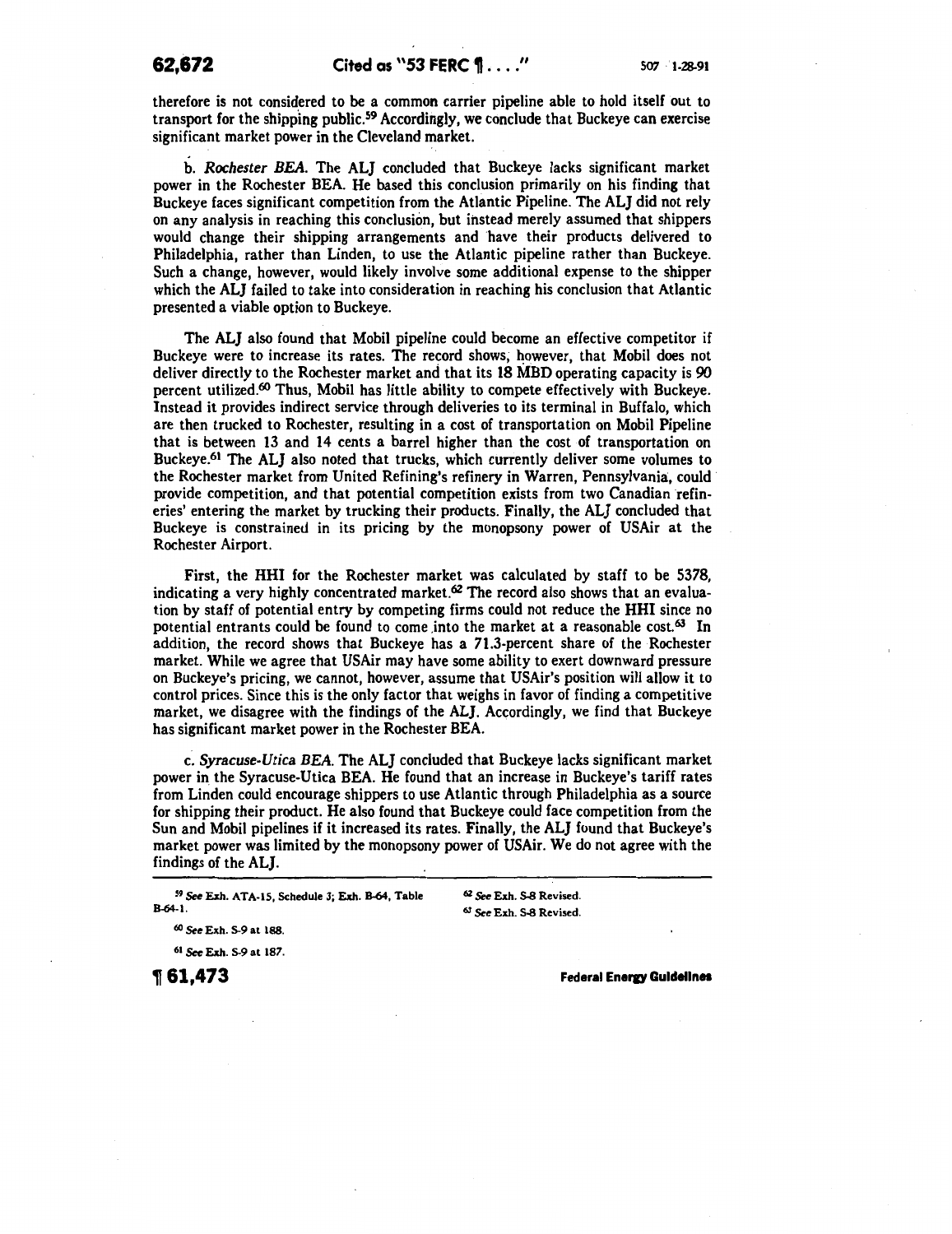therefore is not considered to be a common carrier pipeline able to hold itself out to transport for the shipping public.[59] Accordingly, we conclude that Buckeye can exercise significant market power in the Cleveland market.

b. *Rochester BEA.* The ALJ concluded that Buckeye lacks significant market power in the Rochester BEA. He based this conclusion primarily on his finding that Buckeye faces significant competition from the Atlantic Pipeline. The ALJ did not rely on any analysis in reaching this conclusion, but instead merely assumed that shippers would change their shipping arrangements and have their products delivered to Philadelphia, rather than Linden, to use the Atlantic pipeline rather than Buckeye. Such a change, however, would likely involve some additional expense to the shipper which the ALJ failed to take into consideration in reaching his conclusion that Atlantic presented a viable option to Buckeye.

The ALJ also found that Mobil pipeline could become an effective competitor if Buckeye were to increase its rates. The record shows, however, that Mobil does not deliver directly to the Rochester market and that its 18 MBD operating capacity is 90 percent utilized.[60] Thus, Mobil has little ability to compete effectively with Buckeye. Instead it provides indirect service through deliveries to its terminal in Buffalo, which are then trucked to Rochester, resulting in a cost of transportation on Mobil Pipeline that is between 13 and 14 cents a barrel higher than the cost of transportation on Buckeye.[61] The ALJ also noted that trucks, which currently deliver some volumes to the Rochester market from United Refining's refinery in Warren, Pennsylvania, could provide competition, and that potential competition exists from two Canadian refineries' entering the market by trucking their products. Finally, the ALJ concluded that Buckeye is constrained in its pricing by the monopsony power of USAir at the Rochester Airport.

First, the HHI for the Rochester market was calculated by staff to be 5378, indicating a very highly concentrated market.[62] The record also shows that an evaluation by staff of potential entry by competing firms could not reduce the HHI since no potential entrants could be found to come into the market at a reasonable cost.[63] In addition, the record shows that Buckeye has a 71.3-percent share of the Rochester market. While we agree that USAir may have some ability to exert downward pressure on Buckeye's pricing, we cannot, however, assume that USAir's position will allow it to control prices. Since this is the only factor that weighs in favor of finding a competitive market, we disagree with the findings of the ALJ. Accordingly, we find that Buckeye has significant market power in the Rochester BEA.

c. *Syracuse-Utica BEA.* The ALJ concluded that Buckeye lacks significant market power in the Syracuse-Utica BEA. He found that an increase in Buckeye's tariff rates from Linden could encourage shippers to use Atlantic through Philadelphia as a source for shipping their product. He also found that Buckeye could face competition from the Sun and Mobil pipelines if it increased its rates. Finally, the ALJ found that Buckeye's market power was limited by the monopsony power of USAir. We do not agree with the findings of the ALJ.

---

[59] *See* Exh. ATA-15, Schedule 3; Exh. B-64, Table B-64-1.

[60] *See* Exh. S-9 at 188.

[61] *See* Exh. S-9 at 187.

[62] *See* Exh. S-8 Revised.

[63] *See* Exh. S-8 Revised.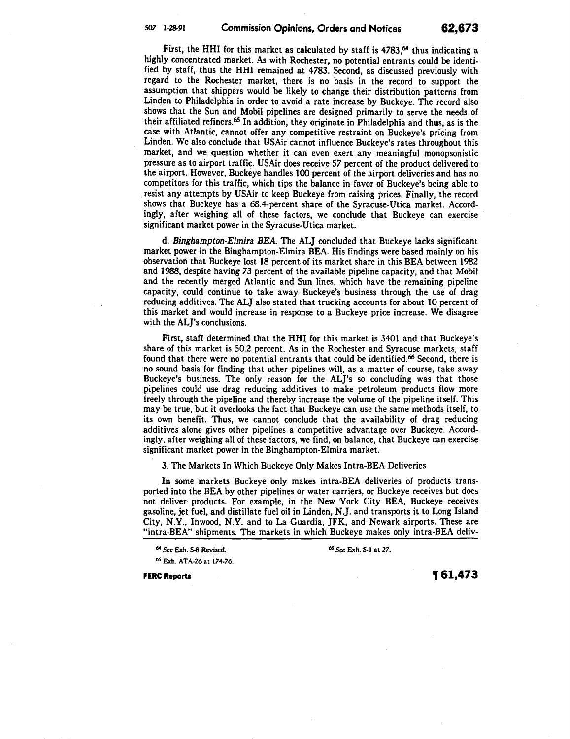First, the HHI for this market as calculated by staff is 4783,[64] thus indicating a highly concentrated market. As with Rochester, no potential entrants could be identified by staff, thus the HHI remained at 4783. Second, as discussed previously with regard to the Rochester market, there is no basis in the record to support the assumption that shippers would be likely to change their distribution patterns from Linden to Philadelphia in order to avoid a rate increase by Buckeye. The record also shows that the Sun and Mobil pipelines are designed primarily to serve the needs of their affiliated refiners.[65] In addition, they originate in Philadelphia and thus, as is the case with Atlantic, cannot offer any competitive restraint on Buckeye's pricing from Linden. We also conclude that USAir cannot influence Buckeye's rates throughout this market, and we question whether it can even exert any meaningful monopsonistic pressure as to airport traffic. USAir does receive 57 percent of the product delivered to the airport. However, Buckeye handles 100 percent of the airport deliveries and has no competitors for this traffic, which tips the balance in favor of Buckeye's being able to resist any attempts by USAir to keep Buckeye from raising prices. Finally, the record shows that Buckeye has a 68.4-percent share of the Syracuse-Utica market. Accordingly, after weighing all of these factors, we conclude that Buckeye can exercise significant market power in the Syracuse-Utica market.

d. *Binghampton-Elmira BEA.* The ALJ concluded that Buckeye lacks significant market power in the Binghampton-Elmira BEA. His findings were based mainly on his observation that Buckeye lost 18 percent of its market share in this BEA between 1982 and 1988, despite having 73 percent of the available pipeline capacity, and that Mobil and the recently merged Atlantic and Sun lines, which have the remaining pipeline capacity, could continue to take away Buckeye's business through the use of drag reducing additives. The ALJ also stated that trucking accounts for about 10 percent of this market and would increase in response to a Buckeye price increase. We disagree with the ALJ's conclusions.

First, staff determined that the HHI for this market is 3401 and that Buckeye's share of this market is 50.2 percent. As in the Rochester and Syracuse markets, staff found that there were no potential entrants that could be identified.[66] Second, there is no sound basis for finding that other pipelines will, as a matter of course, take away Buckeye's business. The only reason for the ALJ's so concluding was that those pipelines could use drag reducing additives to make petroleum products flow more freely through the pipeline and thereby increase the volume of the pipeline itself. This may be true, but it overlooks the fact that Buckeye can use the same methods itself, to its own benefit. Thus, we cannot conclude that the availability of drag reducing additives alone gives other pipelines a competitive advantage over Buckeye. Accordingly, after weighing all of these factors, we find, on balance, that Buckeye can exercise significant market power in the Binghampton-Elmira market.

3. The Markets In Which Buckeye Only Makes Intra-BEA Deliveries

In some markets Buckeye only makes intra-BEA deliveries of products transported into the BEA by other pipelines or water carriers, or Buckeye receives but does not deliver products. For example, in the New York City BEA, Buckeye receives gasoline, jet fuel, and distillate fuel oil in Linden, N.J. and transports it to Long Island City, N.Y., Inwood, N.Y. and to La Guardia, JFK, and Newark airports. These are "intra-BEA" shipments. The markets in which Buckeye makes only intra-BEA deliv-

---

[64] *See* Exh. S-8 Revised.

[65] Exh. ATA-26 at 174-76.

[66] *See* Exh. S-1 at 27.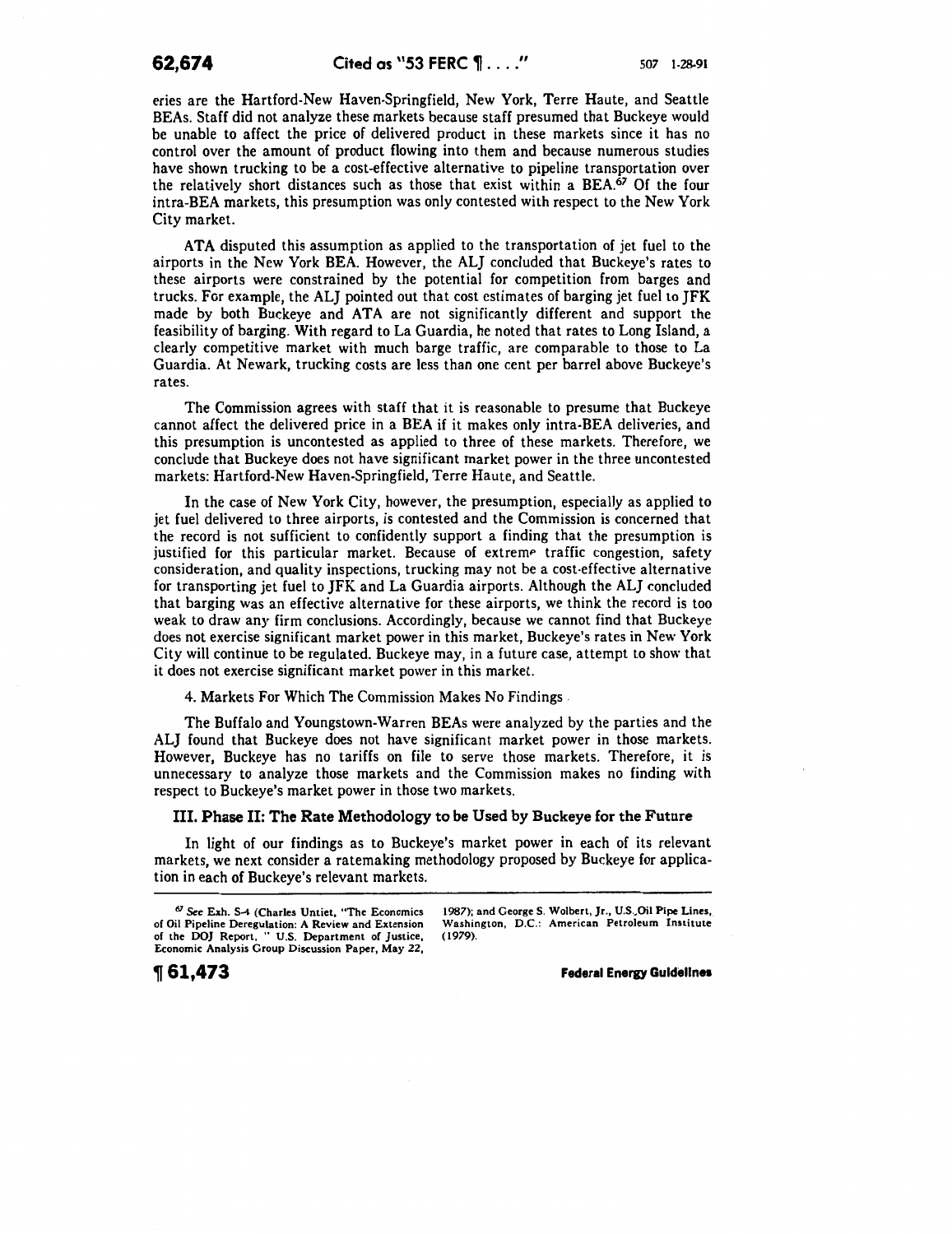eries are the Hartford-New Haven-Springfield, New York, Terre Haute, and Seattle BEAs. Staff did not analyze these markets because staff presumed that Buckeye would be unable to affect the price of delivered product in these markets since it has no control over the amount of product flowing into them and because numerous studies have shown trucking to be a cost-effective alternative to pipeline transportation over the relatively short distances such as those that exist within a BEA.[67] Of the four intra-BEA markets, this presumption was only contested with respect to the New York City market.

ATA disputed this assumption as applied to the transportation of jet fuel to the airports in the New York BEA. However, the ALJ concluded that Buckeye's rates to these airports were constrained by the potential for competition from barges and trucks. For example, the ALJ pointed out that cost estimates of barging jet fuel to JFK made by both Buckeye and ATA are not significantly different and support the feasibility of barging. With regard to La Guardia, he noted that rates to Long Island, a clearly competitive market with much barge traffic, are comparable to those to La Guardia. At Newark, trucking costs are less than one cent per barrel above Buckeye's rates.

The Commission agrees with staff that it is reasonable to presume that Buckeye cannot affect the delivered price in a BEA if it makes only intra-BEA deliveries, and this presumption is uncontested as applied to three of these markets. Therefore, we conclude that Buckeye does not have significant market power in the three uncontested markets: Hartford-New Haven-Springfield, Terre Haute, and Seattle.

In the case of New York City, however, the presumption, especially as applied to jet fuel delivered to three airports, is contested and the Commission is concerned that the record is not sufficient to confidently support a finding that the presumption is justified for this particular market. Because of extreme traffic congestion, safety consideration, and quality inspections, trucking may not be a cost-effective alternative for transporting jet fuel to JFK and La Guardia airports. Although the ALJ concluded that barging was an effective alternative for these airports, we think the record is too weak to draw any firm conclusions. Accordingly, because we cannot find that Buckeye does not exercise significant market power in this market, Buckeye's rates in New York City will continue to be regulated. Buckeye may, in a future case, attempt to show that it does not exercise significant market power in this market.

4. Markets For Which The Commission Makes No Findings

The Buffalo and Youngstown-Warren BEAs were analyzed by the parties and the ALJ found that Buckeye does not have significant market power in those markets. However, Buckeye has no tariffs on file to serve those markets. Therefore, it is unnecessary to analyze those markets and the Commission makes no finding with respect to Buckeye's market power in those two markets.

## III. Phase II: The Rate Methodology to be Used by Buckeye for the Future

In light of our findings as to Buckeye's market power in each of its relevant markets, we next consider a ratemaking methodology proposed by Buckeye for application in each of Buckeye's relevant markets.

---

[67] *See* Exh. S-4 (Charles Untiet, "The Economics of Oil Pipeline Deregulation: A Review and Extension of the DOJ Report," U.S. Department of Justice, Economic Analysis Group Discussion Paper, May 22, 1987); and George S. Wolbert, Jr., U.S. Oil Pipe Lines, Washington, D.C.: American Petroleum Institute (1979).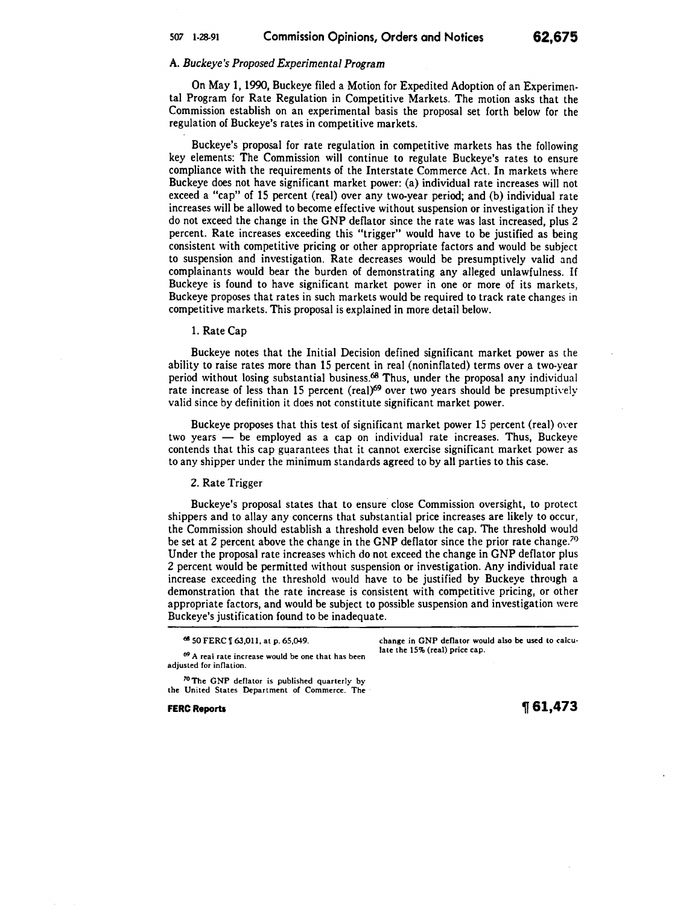### A. *Buckeye's Proposed Experimental Program*

On May 1, 1990, Buckeye filed a Motion for Expedited Adoption of an Experimental Program for Rate Regulation in Competitive Markets. The motion asks that the Commission establish on an experimental basis the proposal set forth below for the regulation of Buckeye's rates in competitive markets.

Buckeye's proposal for rate regulation in competitive markets has the following key elements: The Commission will continue to regulate Buckeye's rates to ensure compliance with the requirements of the Interstate Commerce Act. In markets where Buckeye does not have significant market power: (a) individual rate increases will not exceed a "cap" of 15 percent (real) over any two-year period; and (b) individual rate increases will be allowed to become effective without suspension or investigation if they do not exceed the change in the GNP deflator since the rate was last increased, plus 2 percent. Rate increases exceeding this "trigger" would have to be justified as being consistent with competitive pricing or other appropriate factors and would be subject to suspension and investigation. Rate decreases would be presumptively valid and complainants would bear the burden of demonstrating any alleged unlawfulness. If Buckeye is found to have significant market power in one or more of its markets, Buckeye proposes that rates in such markets would be required to track rate changes in competitive markets. This proposal is explained in more detail below.

#### 1. Rate Cap

Buckeye notes that the Initial Decision defined significant market power as the ability to raise rates more than 15 percent in real (noninflated) terms over a two-year period without losing substantial business.[68] Thus, under the proposal any individual rate increase of less than 15 percent (real)[69] over two years should be presumptively valid since by definition it does not constitute significant market power.

Buckeye proposes that this test of significant market power 15 percent (real) over two years — be employed as a cap on individual rate increases. Thus, Buckeye contends that this cap guarantees that it cannot exercise significant market power as to any shipper under the minimum standards agreed to by all parties to this case.

#### 2. Rate Trigger

Buckeye's proposal states that to ensure close Commission oversight, to protect shippers and to allay any concerns that substantial price increases are likely to occur, the Commission should establish a threshold even below the cap. The threshold would be set at 2 percent above the change in the GNP deflator since the prior rate change.[70] Under the proposal rate increases which do not exceed the change in GNP deflator plus 2 percent would be permitted without suspension or investigation. Any individual rate increase exceeding the threshold would have to be justified by Buckeye through a demonstration that the rate increase is consistent with competitive pricing, or other appropriate factors, and would be subject to possible suspension and investigation were Buckeye's justification found to be inadequate.

---

[68] 50 FERC ¶ 63,011, at p. 65,049.

[69] A real rate increase would be one that has been adjusted for inflation.

[70] The GNP deflator is published quarterly by the United States Department of Commerce. The change in GNP deflator would also be used to calculate the 15% (real) price cap.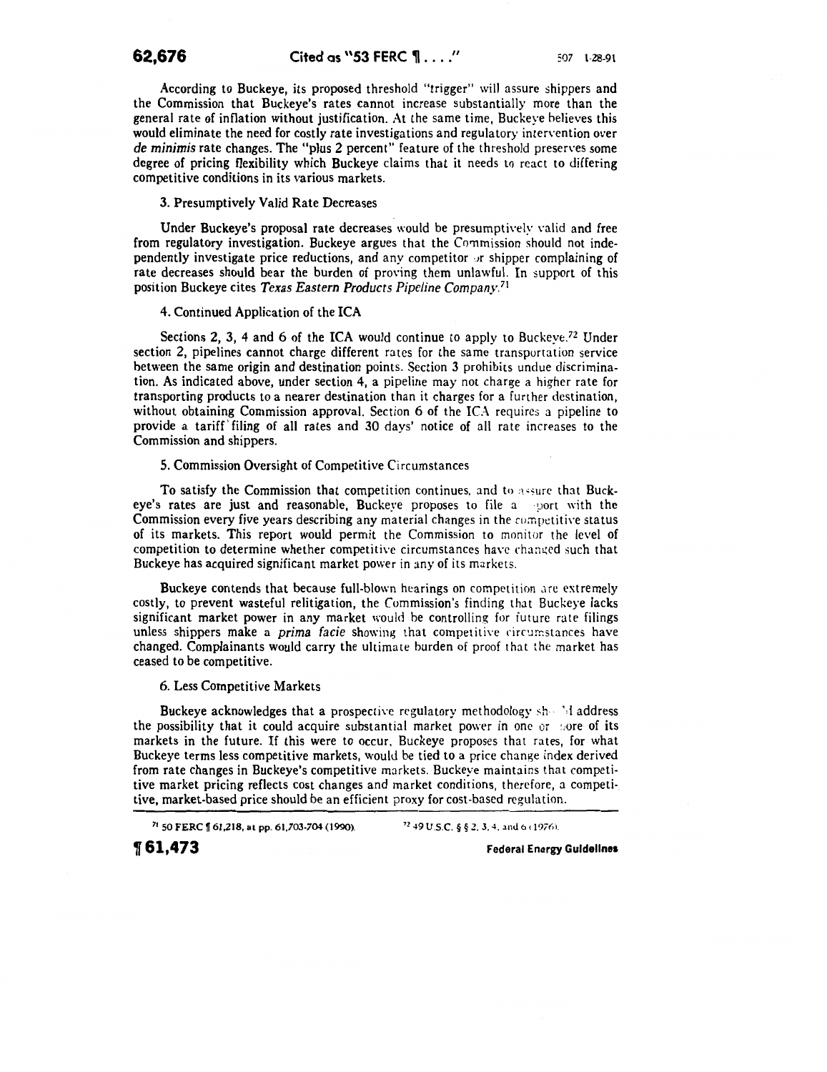According to Buckeye, its proposed threshold "trigger" will assure shippers and the Commission that Buckeye's rates cannot increase substantially more than the general rate of inflation without justification. At the same time, Buckeye believes this would eliminate the need for costly rate investigations and regulatory intervention over *de minimis* rate changes. The "plus 2 percent" feature of the threshold preserves some degree of pricing flexibility which Buckeye claims that it needs to react to differing competitive conditions in its various markets.

3. Presumptively Valid Rate Decreases

Under Buckeye's proposal rate decreases would be presumptively valid and free from regulatory investigation. Buckeye argues that the Commission should not independently investigate price reductions, and any competitor or shipper complaining of rate decreases should bear the burden of proving them unlawful. In support of this position Buckeye cites *Texas Eastern Products Pipeline Company*.[71]

4. Continued Application of the ICA

Sections 2, 3, 4 and 6 of the ICA would continue to apply to Buckeye.[72] Under section 2, pipelines cannot charge different rates for the same transportation service between the same origin and destination points. Section 3 prohibits undue discrimination. As indicated above, under section 4, a pipeline may not charge a higher rate for transporting products to a nearer destination than it charges for a further destination, without obtaining Commission approval. Section 6 of the ICA requires a pipeline to provide a tariff filing of all rates and 30 days' notice of all rate increases to the Commission and shippers.

5. Commission Oversight of Competitive Circumstances

To satisfy the Commission that competition continues, and to assure that Buckeye's rates are just and reasonable, Buckeye proposes to file a report with the Commission every five years describing any material changes in the competitive status of its markets. This report would permit the Commission to monitor the level of competition to determine whether competitive circumstances have changed such that Buckeye has acquired significant market power in any of its markets.

Buckeye contends that because full-blown hearings on competition are extremely costly, to prevent wasteful relitigation, the Commission's finding that Buckeye lacks significant market power in any market would be controlling for future rate filings unless shippers make a *prima facie* showing that competitive circumstances have changed. Complainants would carry the ultimate burden of proof that the market has ceased to be competitive.

6. Less Competitive Markets

Buckeye acknowledges that a prospective regulatory methodology should address the possibility that it could acquire substantial market power in one or more of its markets in the future. If this were to occur, Buckeye proposes that rates, for what Buckeye terms less competitive markets, would be tied to a price change index derived from rate changes in Buckeye's competitive markets. Buckeye maintains that competitive market pricing reflects cost changes and market conditions, therefore, a competitive, market-based price should be an efficient proxy for cost-based regulation.

---

[71] 50 FERC ¶ 61,218, at pp. 61,703-704 (1990).

[72] 49 U.S.C. § § 2, 3, 4, and 6 (1976).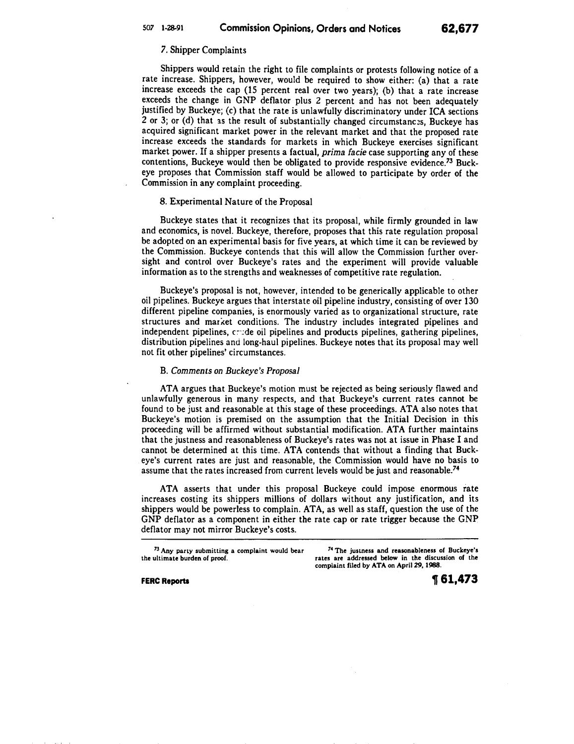7. Shipper Complaints

Shippers would retain the right to file complaints or protests following notice of a rate increase. Shippers, however, would be required to show either: (a) that a rate increase exceeds the cap (15 percent real over two years); (b) that a rate increase exceeds the change in GNP deflator plus 2 percent and has not been adequately justified by Buckeye; (c) that the rate is unlawfully discriminatory under ICA sections 2 or 3; or (d) that as the result of substantially changed circumstances, Buckeye has acquired significant market power in the relevant market and that the proposed rate increase exceeds the standards for markets in which Buckeye exercises significant market power. If a shipper presents a factual, *prima facie* case supporting any of these contentions, Buckeye would then be obligated to provide responsive evidence.[73] Buckeye proposes that Commission staff would be allowed to participate by order of the Commission in any complaint proceeding.

8. Experimental Nature of the Proposal

Buckeye states that it recognizes that its proposal, while firmly grounded in law and economics, is novel. Buckeye, therefore, proposes that this rate regulation proposal be adopted on an experimental basis for five years, at which time it can be reviewed by the Commission. Buckeye contends that this will allow the Commission further oversight and control over Buckeye's rates and the experiment will provide valuable information as to the strengths and weaknesses of competitive rate regulation.

Buckeye's proposal is not, however, intended to be generically applicable to other oil pipelines. Buckeye argues that interstate oil pipeline industry, consisting of over 130 different pipeline companies, is enormously varied as to organizational structure, rate structures and market conditions. The industry includes integrated pipelines and independent pipelines, crude oil pipelines and products pipelines, gathering pipelines, distribution pipelines and long-haul pipelines. Buckeye notes that its proposal may well not fit other pipelines' circumstances.

B. *Comments on Buckeye's Proposal*

ATA argues that Buckeye's motion must be rejected as being seriously flawed and unlawfully generous in many respects, and that Buckeye's current rates cannot be found to be just and reasonable at this stage of these proceedings. ATA also notes that Buckeye's motion is premised on the assumption that the Initial Decision in this proceeding will be affirmed without substantial modification. ATA further maintains that the justness and reasonableness of Buckeye's rates was not at issue in Phase I and cannot be determined at this time. ATA contends that without a finding that Buckeye's current rates are just and reasonable, the Commission would have no basis to assume that the rates increased from current levels would be just and reasonable.[74]

ATA asserts that under this proposal Buckeye could impose enormous rate increases costing its shippers millions of dollars without any justification, and its shippers would be powerless to complain. ATA, as well as staff, question the use of the GNP deflator as a component in either the rate cap or rate trigger because the GNP deflator may not mirror Buckeye's costs.

[73] Any party submitting a complaint would bear the ultimate burden of proof.

[74] The justness and reasonableness of Buckeye's rates are addressed below in the discussion of the complaint filed by ATA on April 29, 1988.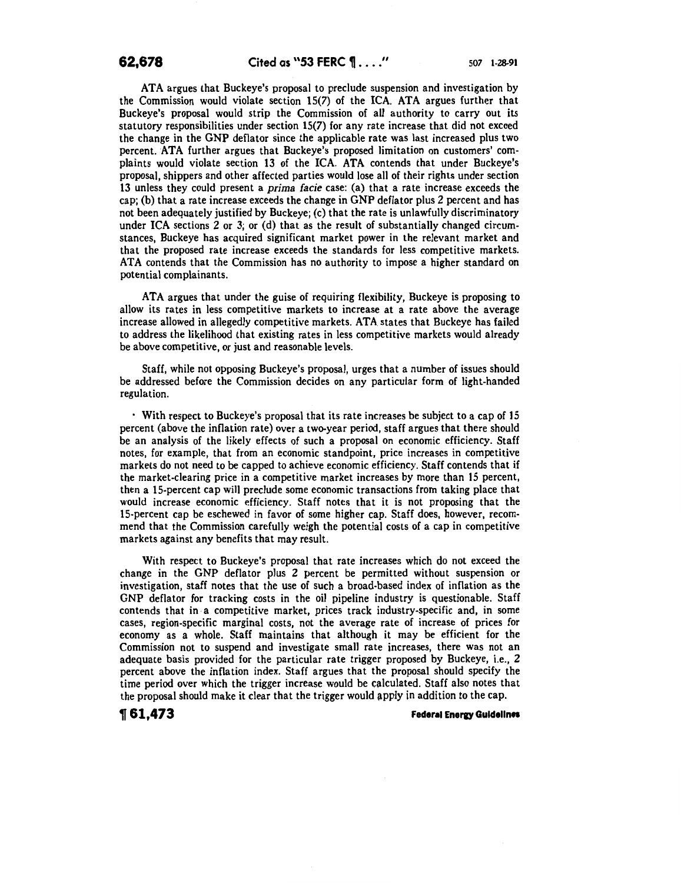ATA argues that Buckeye's proposal to preclude suspension and investigation by the Commission would violate section 15(7) of the ICA. ATA argues further that Buckeye's proposal would strip the Commission of all authority to carry out its statutory responsibilities under section 15(7) for any rate increase that did not exceed the change in the GNP deflator since the applicable rate was last increased plus two percent. ATA further argues that Buckeye's proposed limitation on customers' complaints would violate section 13 of the ICA. ATA contends that under Buckeye's proposal, shippers and other affected parties would lose all of their rights under section 13 unless they could present a *prima facie* case: (a) that a rate increase exceeds the cap; (b) that a rate increase exceeds the change in GNP deflator plus 2 percent and has not been adequately justified by Buckeye; (c) that the rate is unlawfully discriminatory under ICA sections 2 or 3; or (d) that as the result of substantially changed circumstances, Buckeye has acquired significant market power in the relevant market and that the proposed rate increase exceeds the standards for less competitive markets. ATA contends that the Commission has no authority to impose a higher standard on potential complainants.

ATA argues that under the guise of requiring flexibility, Buckeye is proposing to allow its rates in less competitive markets to increase at a rate above the average increase allowed in allegedly competitive markets. ATA states that Buckeye has failed to address the likelihood that existing rates in less competitive markets would already be above competitive, or just and reasonable levels.

Staff, while not opposing Buckeye's proposal, urges that a number of issues should be addressed before the Commission decides on any particular form of light-handed regulation.

- With respect to Buckeye's proposal that its rate increases be subject to a cap of 15 percent (above the inflation rate) over a two-year period, staff argues that there should be an analysis of the likely effects of such a proposal on economic efficiency. Staff notes, for example, that from an economic standpoint, price increases in competitive markets do not need to be capped to achieve economic efficiency. Staff contends that if the market-clearing price in a competitive market increases by more than 15 percent, then a 15-percent cap will preclude some economic transactions from taking place that would increase economic efficiency. Staff notes that it is not proposing that the 15-percent cap be eschewed in favor of some higher cap. Staff does, however, recommend that the Commission carefully weigh the potential costs of a cap in competitive markets against any benefits that may result.

With respect to Buckeye's proposal that rate increases which do not exceed the change in the GNP deflator plus 2 percent be permitted without suspension or investigation, staff notes that the use of such a broad-based index of inflation as the GNP deflator for tracking costs in the oil pipeline industry is questionable. Staff contends that in a competitive market, prices track industry-specific and, in some cases, region-specific marginal costs, not the average rate of increase of prices for economy as a whole. Staff maintains that although it may be efficient for the Commission not to suspend and investigate small rate increases, there was not an adequate basis provided for the particular rate trigger proposed by Buckeye, i.e., 2 percent above the inflation index. Staff argues that the proposal should specify the time period over which the trigger increase would be calculated. Staff also notes that the proposal should make it clear that the trigger would apply in addition to the cap.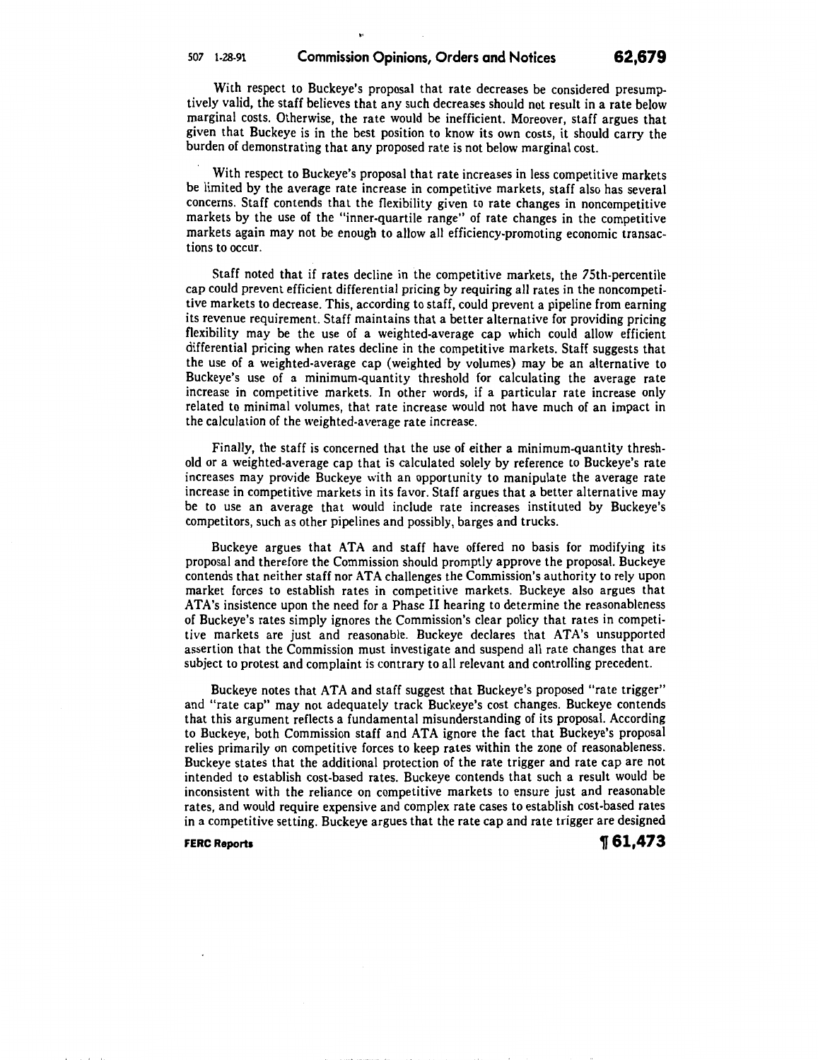With respect to Buckeye's proposal that rate decreases be considered presumptively valid, the staff believes that any such decreases should not result in a rate below marginal costs. Otherwise, the rate would be inefficient. Moreover, staff argues that given that Buckeye is in the best position to know its own costs, it should carry the burden of demonstrating that any proposed rate is not below marginal cost.

With respect to Buckeye's proposal that rate increases in less competitive markets be limited by the average rate increase in competitive markets, staff also has several concerns. Staff contends that the flexibility given to rate changes in noncompetitive markets by the use of the "inner-quartile range" of rate changes in the competitive markets again may not be enough to allow all efficiency-promoting economic transactions to occur.

Staff noted that if rates decline in the competitive markets, the 75th-percentile cap could prevent efficient differential pricing by requiring all rates in the noncompetitive markets to decrease. This, according to staff, could prevent a pipeline from earning its revenue requirement. Staff maintains that a better alternative for providing pricing flexibility may be the use of a weighted-average cap which could allow efficient differential pricing when rates decline in the competitive markets. Staff suggests that the use of a weighted-average cap (weighted by volumes) may be an alternative to Buckeye's use of a minimum-quantity threshold for calculating the average rate increase in competitive markets. In other words, if a particular rate increase only related to minimal volumes, that rate increase would not have much of an impact in the calculation of the weighted-average rate increase.

Finally, the staff is concerned that the use of either a minimum-quantity threshold or a weighted-average cap that is calculated solely by reference to Buckeye's rate increases may provide Buckeye with an opportunity to manipulate the average rate increase in competitive markets in its favor. Staff argues that a better alternative may be to use an average that would include rate increases instituted by Buckeye's competitors, such as other pipelines and possibly, barges and trucks.

Buckeye argues that ATA and staff have offered no basis for modifying its proposal and therefore the Commission should promptly approve the proposal. Buckeye contends that neither staff nor ATA challenges the Commission's authority to rely upon market forces to establish rates in competitive markets. Buckeye also argues that ATA's insistence upon the need for a Phase II hearing to determine the reasonableness of Buckeye's rates simply ignores the Commission's clear policy that rates in competitive markets are just and reasonable. Buckeye declares that ATA's unsupported assertion that the Commission must investigate and suspend all rate changes that are subject to protest and complaint is contrary to all relevant and controlling precedent.

Buckeye notes that ATA and staff suggest that Buckeye's proposed "rate trigger" and "rate cap" may not adequately track Buckeye's cost changes. Buckeye contends that this argument reflects a fundamental misunderstanding of its proposal. According to Buckeye, both Commission staff and ATA ignore the fact that Buckeye's proposal relies primarily on competitive forces to keep rates within the zone of reasonableness. Buckeye states that the additional protection of the rate trigger and rate cap are not intended to establish cost-based rates. Buckeye contends that such a result would be inconsistent with the reliance on competitive markets to ensure just and reasonable rates, and would require expensive and complex rate cases to establish cost-based rates in a competitive setting. Buckeye argues that the rate cap and rate trigger are designed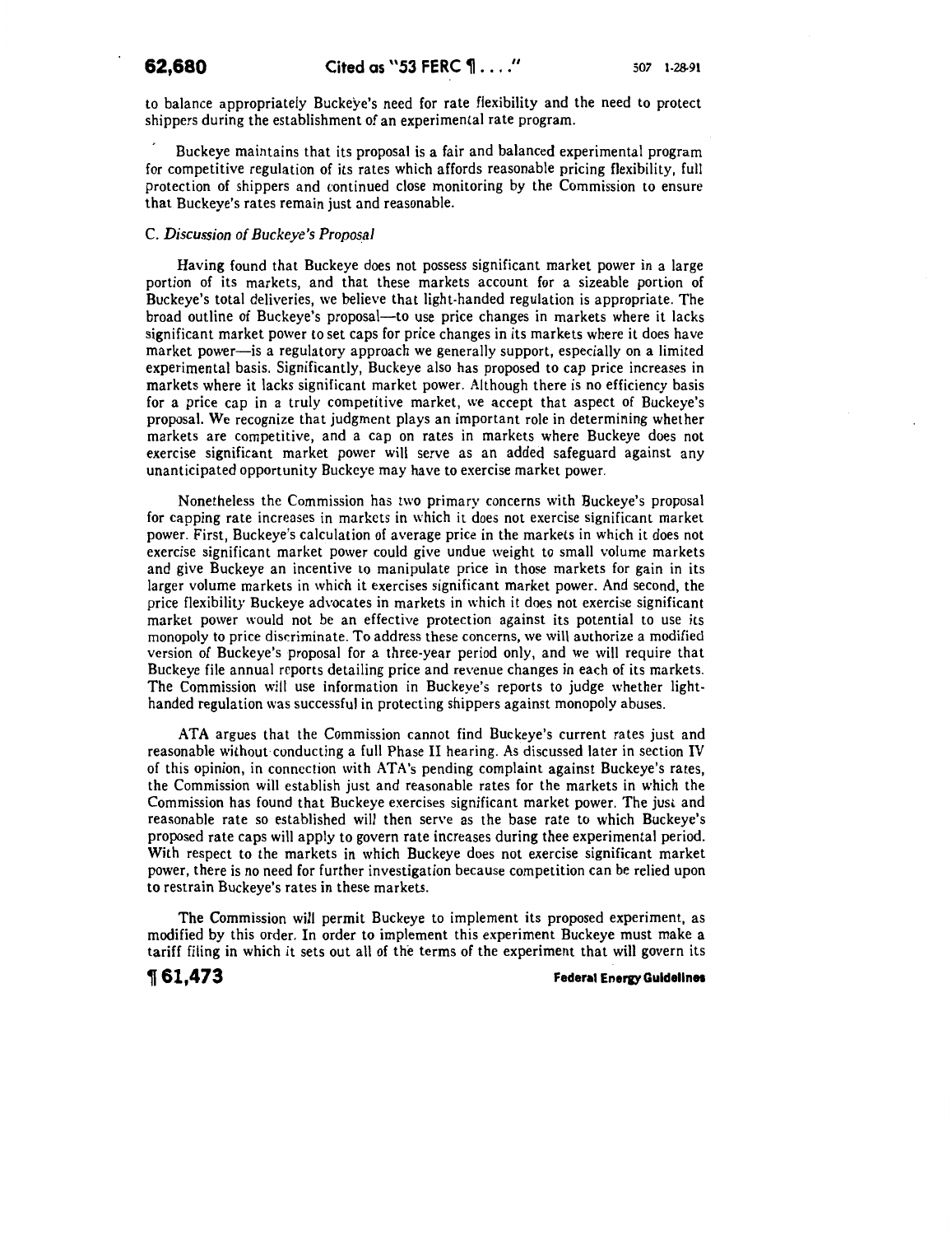to balance appropriately Buckeye's need for rate flexibility and the need to protect shippers during the establishment of an experimental rate program.

Buckeye maintains that its proposal is a fair and balanced experimental program for competitive regulation of its rates which affords reasonable pricing flexibility, full protection of shippers and continued close monitoring by the Commission to ensure that Buckeye's rates remain just and reasonable.

C. *Discussion of Buckeye's Proposal*

Having found that Buckeye does not possess significant market power in a large portion of its markets, and that these markets account for a sizeable portion of Buckeye's total deliveries, we believe that light-handed regulation is appropriate. The broad outline of Buckeye's proposal—to use price changes in markets where it lacks significant market power to set caps for price changes in its markets where it does have market power—is a regulatory approach we generally support, especially on a limited experimental basis. Significantly, Buckeye also has proposed to cap price increases in markets where it lacks significant market power. Although there is no efficiency basis for a price cap in a truly competitive market, we accept that aspect of Buckeye's proposal. We recognize that judgment plays an important role in determining whether markets are competitive, and a cap on rates in markets where Buckeye does not exercise significant market power will serve as an added safeguard against any unanticipated opportunity Buckeye may have to exercise market power.

Nonetheless the Commission has two primary concerns with Buckeye's proposal for capping rate increases in markets in which it does not exercise significant market power. First, Buckeye's calculation of average price in the markets in which it does not exercise significant market power could give undue weight to small volume markets and give Buckeye an incentive to manipulate price in those markets for gain in its larger volume markets in which it exercises significant market power. And second, the price flexibility Buckeye advocates in markets in which it does not exercise significant market power would not be an effective protection against its potential to use its monopoly to price discriminate. To address these concerns, we will authorize a modified version of Buckeye's proposal for a three-year period only, and we will require that Buckeye file annual reports detailing price and revenue changes in each of its markets. The Commission will use information in Buckeye's reports to judge whether light-handed regulation was successful in protecting shippers against monopoly abuses.

ATA argues that the Commission cannot find Buckeye's current rates just and reasonable without conducting a full Phase II hearing. As discussed later in section IV of this opinion, in connection with ATA's pending complaint against Buckeye's rates, the Commission will establish just and reasonable rates for the markets in which the Commission has found that Buckeye exercises significant market power. The just and reasonable rate so established will then serve as the base rate to which Buckeye's proposed rate caps will apply to govern rate increases during thee experimental period. With respect to the markets in which Buckeye does not exercise significant market power, there is no need for further investigation because competition can be relied upon to restrain Buckeye's rates in these markets.

The Commission will permit Buckeye to implement its proposed experiment, as modified by this order. In order to implement this experiment Buckeye must make a tariff filing in which it sets out all of the terms of the experiment that will govern its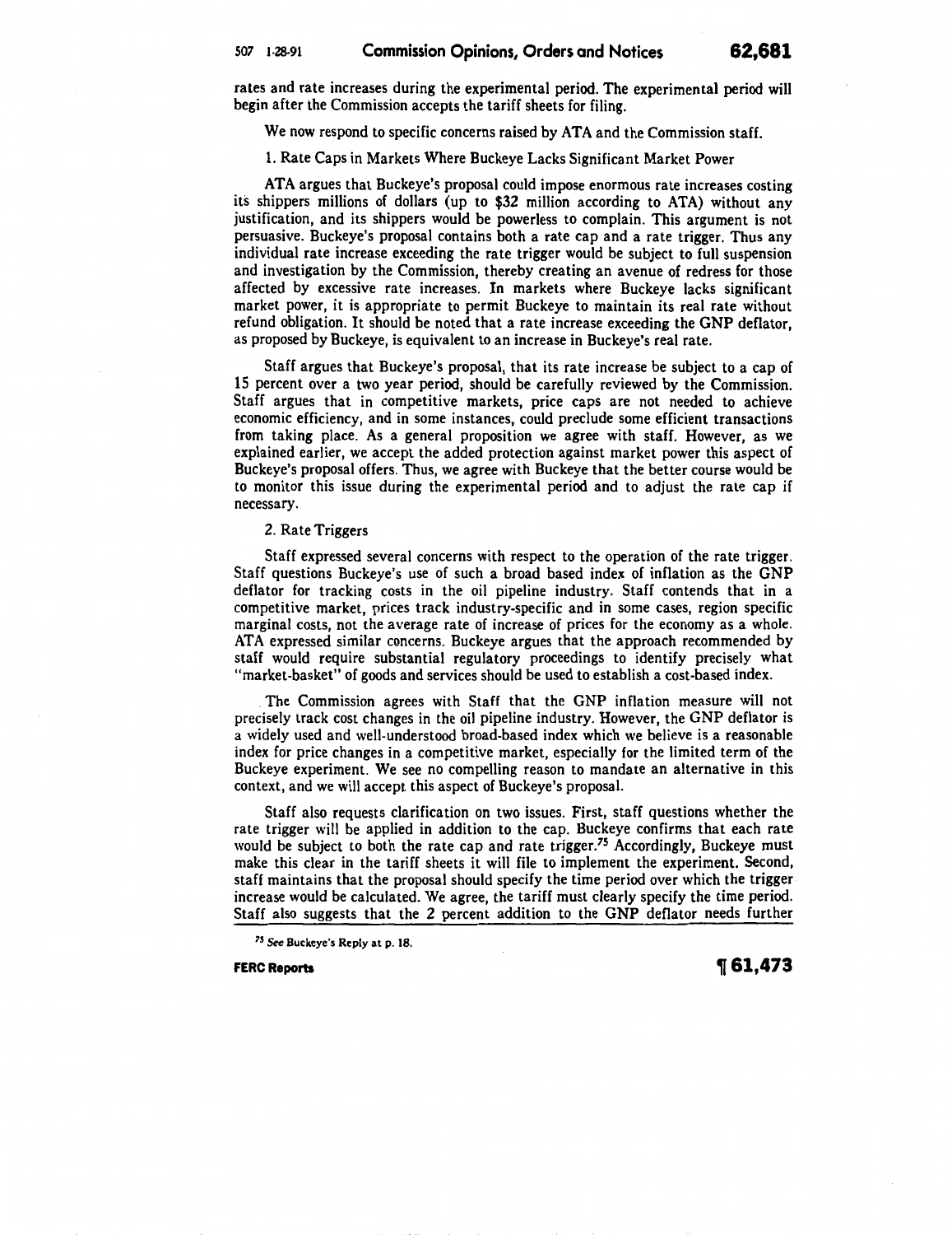rates and rate increases during the experimental period. The experimental period will begin after the Commission accepts the tariff sheets for filing.

We now respond to specific concerns raised by ATA and the Commission staff.

1. Rate Caps in Markets Where Buckeye Lacks Significant Market Power

ATA argues that Buckeye's proposal could impose enormous rate increases costing its shippers millions of dollars (up to $32 million according to ATA) without any justification, and its shippers would be powerless to complain. This argument is not persuasive. Buckeye's proposal contains both a rate cap and a rate trigger. Thus any individual rate increase exceeding the rate trigger would be subject to full suspension and investigation by the Commission, thereby creating an avenue of redress for those affected by excessive rate increases. In markets where Buckeye lacks significant market power, it is appropriate to permit Buckeye to maintain its real rate without refund obligation. It should be noted that a rate increase exceeding the GNP deflator, as proposed by Buckeye, is equivalent to an increase in Buckeye's real rate.

Staff argues that Buckeye's proposal, that its rate increase be subject to a cap of 15 percent over a two year period, should be carefully reviewed by the Commission. Staff argues that in competitive markets, price caps are not needed to achieve economic efficiency, and in some instances, could preclude some efficient transactions from taking place. As a general proposition we agree with staff. However, as we explained earlier, we accept the added protection against market power this aspect of Buckeye's proposal offers. Thus, we agree with Buckeye that the better course would be to monitor this issue during the experimental period and to adjust the rate cap if necessary.

2. Rate Triggers

Staff expressed several concerns with respect to the operation of the rate trigger. Staff questions Buckeye's use of such a broad based index of inflation as the GNP deflator for tracking costs in the oil pipeline industry. Staff contends that in a competitive market, prices track industry-specific and in some cases, region specific marginal costs, not the average rate of increase of prices for the economy as a whole. ATA expressed similar concerns. Buckeye argues that the approach recommended by staff would require substantial regulatory proceedings to identify precisely what "market-basket" of goods and services should be used to establish a cost-based index.

The Commission agrees with Staff that the GNP inflation measure will not precisely track cost changes in the oil pipeline industry. However, the GNP deflator is a widely used and well-understood broad-based index which we believe is a reasonable index for price changes in a competitive market, especially for the limited term of the Buckeye experiment. We see no compelling reason to mandate an alternative in this context, and we will accept this aspect of Buckeye's proposal.

Staff also requests clarification on two issues. First, staff questions whether the rate trigger will be applied in addition to the cap. Buckeye confirms that each rate would be subject to both the rate cap and rate trigger.[75] Accordingly, Buckeye must make this clear in the tariff sheets it will file to implement the experiment. Second, staff maintains that the proposal should specify the time period over which the trigger increase would be calculated. We agree, the tariff must clearly specify the time period. Staff also suggests that the 2 percent addition to the GNP deflator needs further

[75] *See* Buckeye's Reply at p. 18.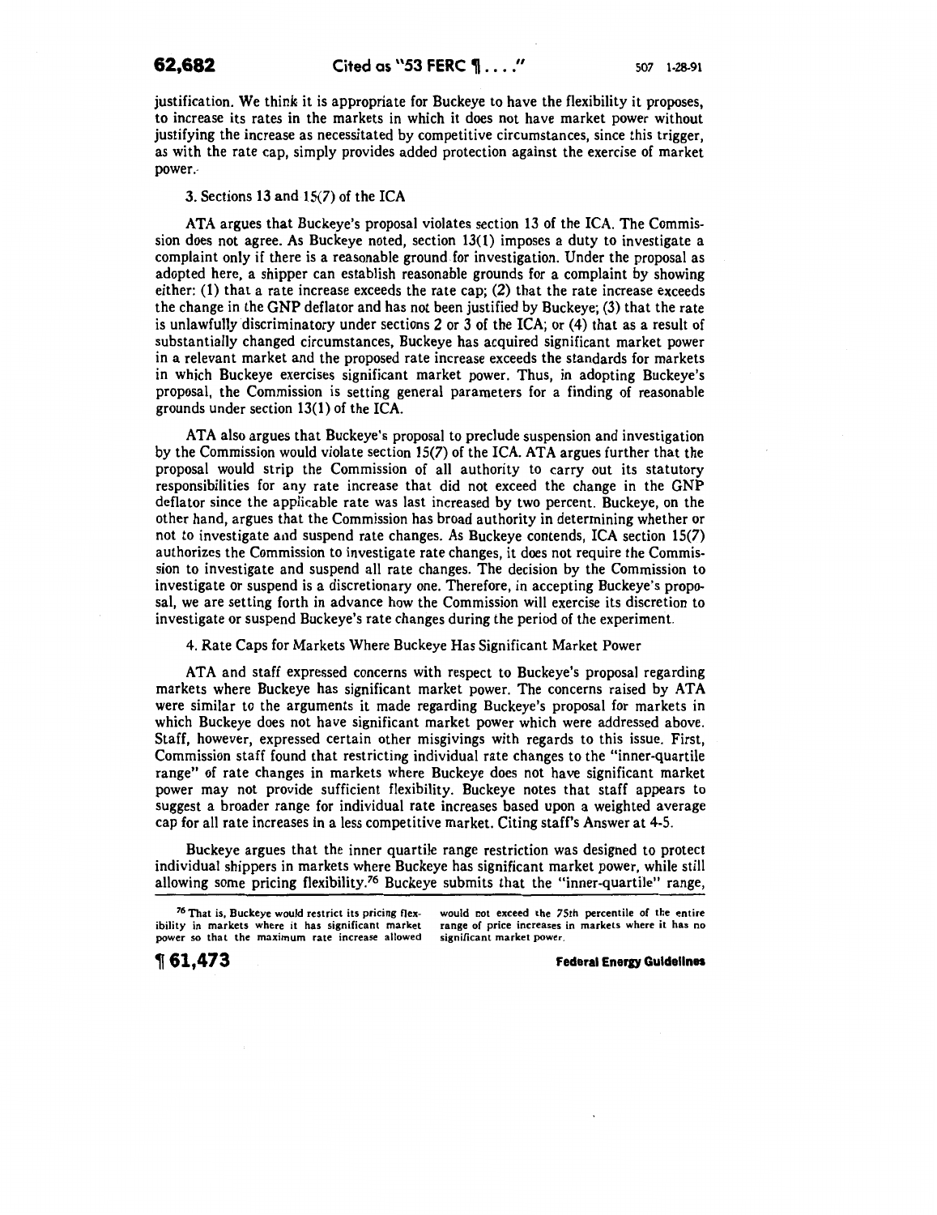justification. We think it is appropriate for Buckeye to have the flexibility it proposes, to increase its rates in the markets in which it does not have market power without justifying the increase as necessitated by competitive circumstances, since this trigger, as with the rate cap, simply provides added protection against the exercise of market power.

3. Sections 13 and 15(7) of the ICA

ATA argues that Buckeye's proposal violates section 13 of the ICA. The Commission does not agree. As Buckeye noted, section 13(1) imposes a duty to investigate a complaint only if there is a reasonable ground for investigation. Under the proposal as adopted here, a shipper can establish reasonable grounds for a complaint by showing either: (1) that a rate increase exceeds the rate cap; (2) that the rate increase exceeds the change in the GNP deflator and has not been justified by Buckeye; (3) that the rate is unlawfully discriminatory under sections 2 or 3 of the ICA; or (4) that as a result of substantially changed circumstances, Buckeye has acquired significant market power in a relevant market and the proposed rate increase exceeds the standards for markets in which Buckeye exercises significant market power. Thus, in adopting Buckeye's proposal, the Commission is setting general parameters for a finding of reasonable grounds under section 13(1) of the ICA.

ATA also argues that Buckeye's proposal to preclude suspension and investigation by the Commission would violate section 15(7) of the ICA. ATA argues further that the proposal would strip the Commission of all authority to carry out its statutory responsibilities for any rate increase that did not exceed the change in the GNP deflator since the applicable rate was last increased by two percent. Buckeye, on the other hand, argues that the Commission has broad authority in determining whether or not to investigate and suspend rate changes. As Buckeye contends, ICA section 15(7) authorizes the Commission to investigate rate changes, it does not require the Commission to investigate and suspend all rate changes. The decision by the Commission to investigate or suspend is a discretionary one. Therefore, in accepting Buckeye's proposal, we are setting forth in advance how the Commission will exercise its discretion to investigate or suspend Buckeye's rate changes during the period of the experiment.

4. Rate Caps for Markets Where Buckeye Has Significant Market Power

ATA and staff expressed concerns with respect to Buckeye's proposal regarding markets where Buckeye has significant market power. The concerns raised by ATA were similar to the arguments it made regarding Buckeye's proposal for markets in which Buckeye does not have significant market power which were addressed above. Staff, however, expressed certain other misgivings with regards to this issue. First, Commission staff found that restricting individual rate changes to the "inner-quartile range" of rate changes in markets where Buckeye does not have significant market power may not provide sufficient flexibility. Buckeye notes that staff appears to suggest a broader range for individual rate increases based upon a weighted average cap for all rate increases in a less competitive market. Citing staff's Answer at 4-5.

Buckeye argues that the inner quartile range restriction was designed to protect individual shippers in markets where Buckeye has significant market power, while still allowing some pricing flexibility.[76] Buckeye submits that the "inner-quartile" range,

[76] That is, Buckeye would restrict its pricing flexibility in markets where it has significant market power so that the maximum rate increase allowed would not exceed the 75th percentile of the entire range of price increases in markets where it has no significant market power.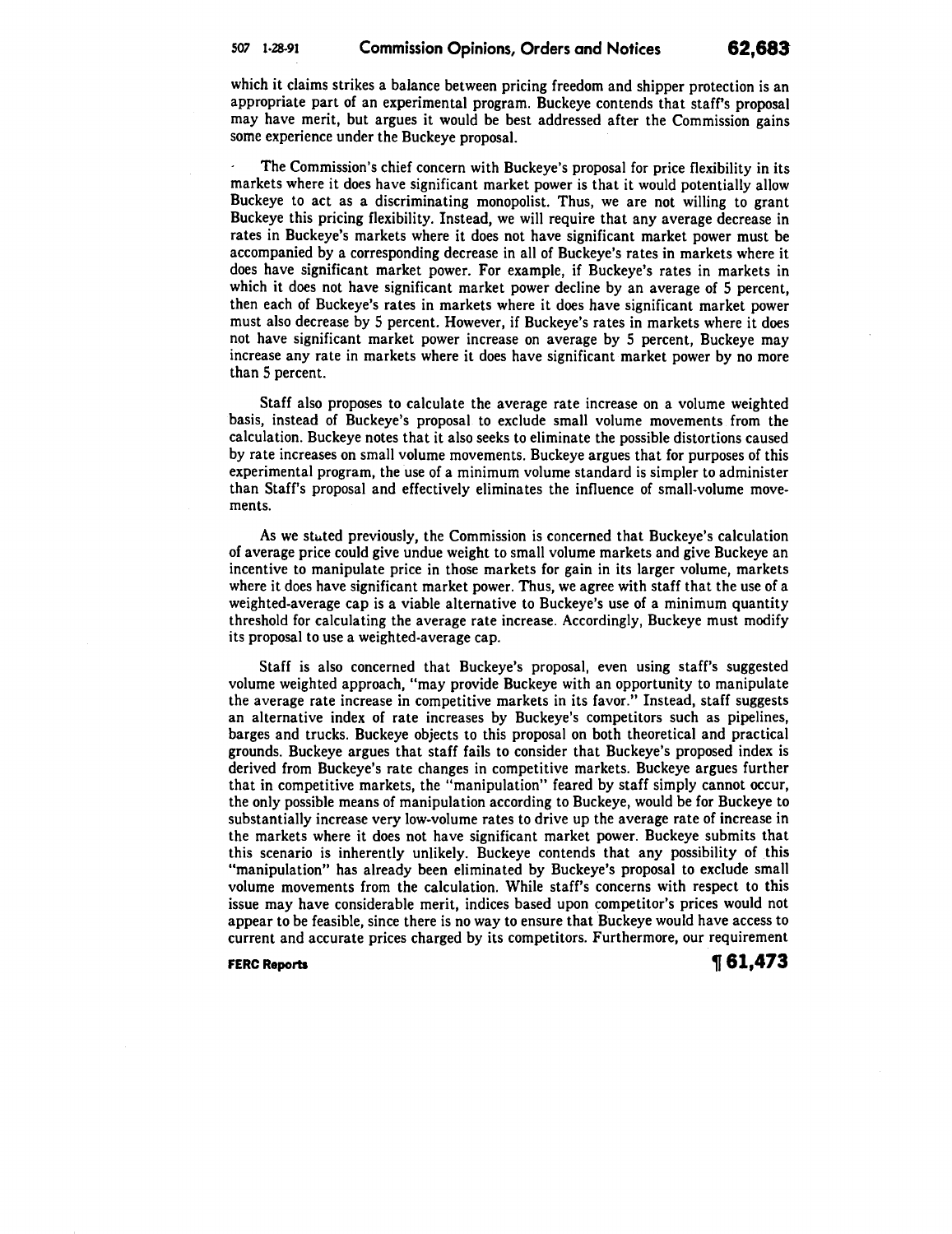which it claims strikes a balance between pricing freedom and shipper protection is an appropriate part of an experimental program. Buckeye contends that staff's proposal may have merit, but argues it would be best addressed after the Commission gains some experience under the Buckeye proposal.

The Commission's chief concern with Buckeye's proposal for price flexibility in its markets where it does have significant market power is that it would potentially allow Buckeye to act as a discriminating monopolist. Thus, we are not willing to grant Buckeye this pricing flexibility. Instead, we will require that any average decrease in rates in Buckeye's markets where it does not have significant market power must be accompanied by a corresponding decrease in all of Buckeye's rates in markets where it does have significant market power. For example, if Buckeye's rates in markets in which it does not have significant market power decline by an average of 5 percent, then each of Buckeye's rates in markets where it does have significant market power must also decrease by 5 percent. However, if Buckeye's rates in markets where it does not have significant market power increase on average by 5 percent, Buckeye may increase any rate in markets where it does have significant market power by no more than 5 percent.

Staff also proposes to calculate the average rate increase on a volume weighted basis, instead of Buckeye's proposal to exclude small volume movements from the calculation. Buckeye notes that it also seeks to eliminate the possible distortions caused by rate increases on small volume movements. Buckeye argues that for purposes of this experimental program, the use of a minimum volume standard is simpler to administer than Staff's proposal and effectively eliminates the influence of small-volume movements.

As we stated previously, the Commission is concerned that Buckeye's calculation of average price could give undue weight to small volume markets and give Buckeye an incentive to manipulate price in those markets for gain in its larger volume, markets where it does have significant market power. Thus, we agree with staff that the use of a weighted-average cap is a viable alternative to Buckeye's use of a minimum quantity threshold for calculating the average rate increase. Accordingly, Buckeye must modify its proposal to use a weighted-average cap.

Staff is also concerned that Buckeye's proposal, even using staff's suggested volume weighted approach, "may provide Buckeye with an opportunity to manipulate the average rate increase in competitive markets in its favor." Instead, staff suggests an alternative index of rate increases by Buckeye's competitors such as pipelines, barges and trucks. Buckeye objects to this proposal on both theoretical and practical grounds. Buckeye argues that staff fails to consider that Buckeye's proposed index is derived from Buckeye's rate changes in competitive markets. Buckeye argues further that in competitive markets, the "manipulation" feared by staff simply cannot occur, the only possible means of manipulation according to Buckeye, would be for Buckeye to substantially increase very low-volume rates to drive up the average rate of increase in the markets where it does not have significant market power. Buckeye submits that this scenario is inherently unlikely. Buckeye contends that any possibility of this "manipulation" has already been eliminated by Buckeye's proposal to exclude small volume movements from the calculation. While staff's concerns with respect to this issue may have considerable merit, indices based upon competitor's prices would not appear to be feasible, since there is no way to ensure that Buckeye would have access to current and accurate prices charged by its competitors. Furthermore, our requirement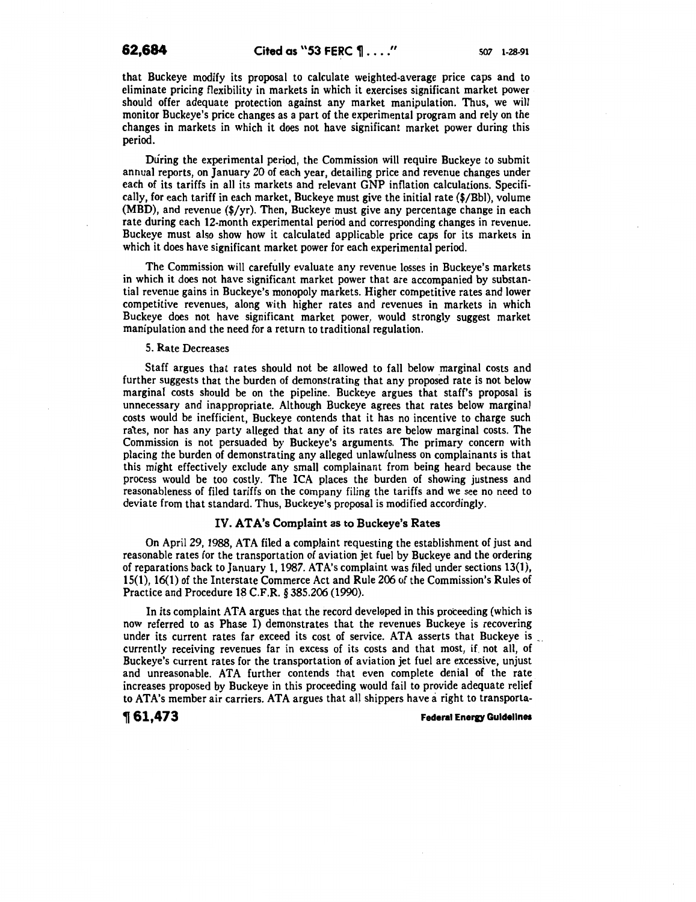that Buckeye modify its proposal to calculate weighted-average price caps and to eliminate pricing flexibility in markets in which it exercises significant market power should offer adequate protection against any market manipulation. Thus, we will monitor Buckeye's price changes as a part of the experimental program and rely on the changes in markets in which it does not have significant market power during this period.

During the experimental period, the Commission will require Buckeye to submit annual reports, on January 20 of each year, detailing price and revenue changes under each of its tariffs in all its markets and relevant GNP inflation calculations. Specifically, for each tariff in each market, Buckeye must give the initial rate ($/Bbl), volume (MBD), and revenue ($/yr). Then, Buckeye must give any percentage change in each rate during each 12-month experimental period and corresponding changes in revenue. Buckeye must also show how it calculated applicable price caps for its markets in which it does have significant market power for each experimental period.

The Commission will carefully evaluate any revenue losses in Buckeye's markets in which it does not have significant market power that are accompanied by substantial revenue gains in Buckeye's monopoly markets. Higher competitive rates and lower competitive revenues, along with higher rates and revenues in markets in which Buckeye does not have significant market power, would strongly suggest market manipulation and the need for a return to traditional regulation.

5. Rate Decreases

Staff argues that rates should not be allowed to fall below marginal costs and further suggests that the burden of demonstrating that any proposed rate is not below marginal costs should be on the pipeline. Buckeye argues that staff's proposal is unnecessary and inappropriate. Although Buckeye agrees that rates below marginal costs would be inefficient, Buckeye contends that it has no incentive to charge such rates, nor has any party alleged that any of its rates are below marginal costs. The Commission is not persuaded by Buckeye's arguments. The primary concern with placing the burden of demonstrating any alleged unlawfulness on complainants is that this might effectively exclude any small complainant from being heard because the process would be too costly. The ICA places the burden of showing justness and reasonableness of filed tariffs on the company filing the tariffs and we see no need to deviate from that standard. Thus, Buckeye's proposal is modified accordingly.

## IV. ATA's Complaint as to Buckeye's Rates

On April 29, 1988, ATA filed a complaint requesting the establishment of just and reasonable rates for the transportation of aviation jet fuel by Buckeye and the ordering of reparations back to January 1, 1987. ATA's complaint was filed under sections 13(1), 15(1), 16(1) of the Interstate Commerce Act and Rule 206 of the Commission's Rules of Practice and Procedure 18 C.F.R. § 385.206 (1990).

In its complaint ATA argues that the record developed in this proceeding (which is now referred to as Phase I) demonstrates that the revenues Buckeye is recovering under its current rates far exceed its cost of service. ATA asserts that Buckeye is currently receiving revenues far in excess of its costs and that most, if not all, of Buckeye's current rates for the transportation of aviation jet fuel are excessive, unjust and unreasonable. ATA further contends that even complete denial of the rate increases proposed by Buckeye in this proceeding would fail to provide adequate relief to ATA's member air carriers. ATA argues that all shippers have a right to transporta-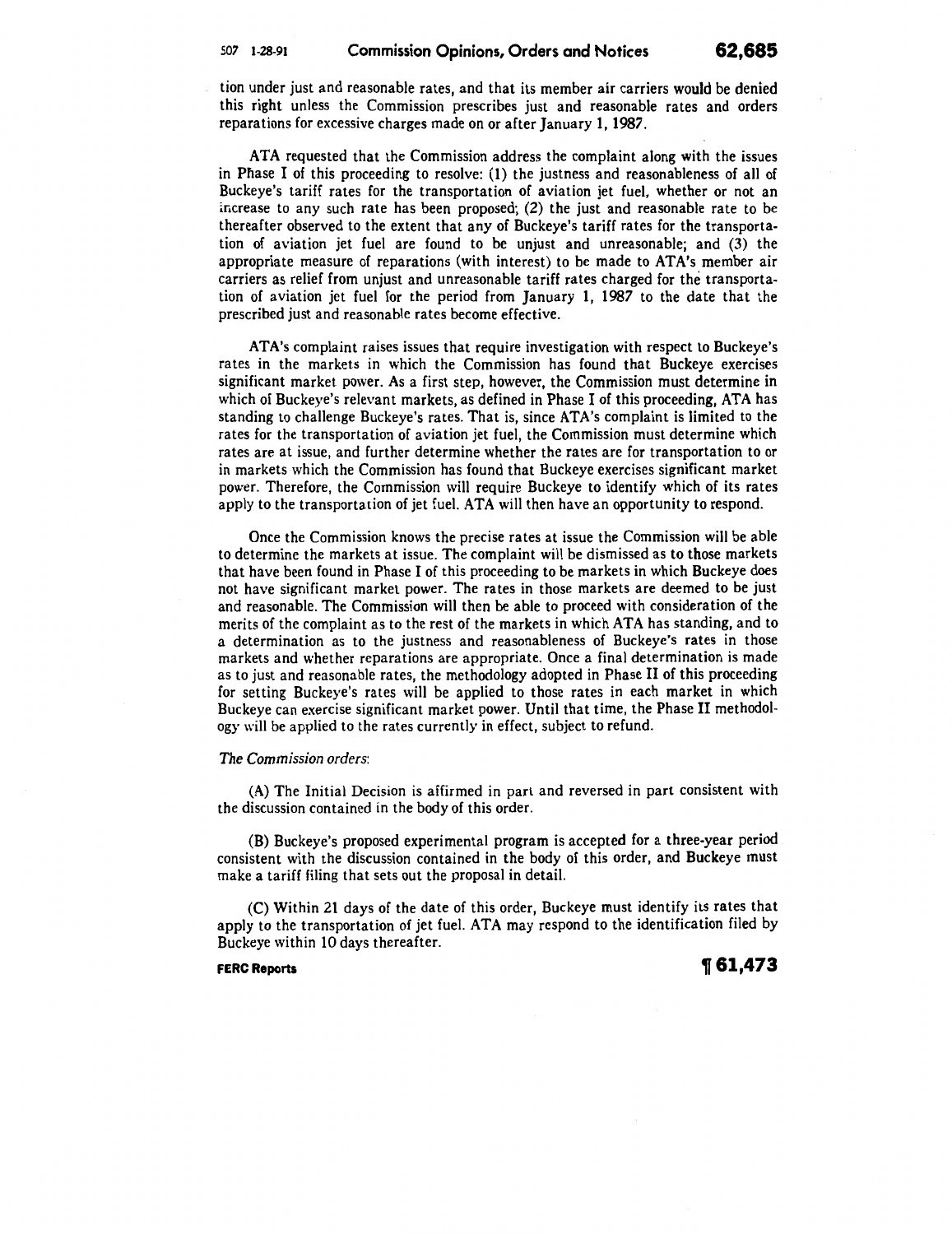tion under just and reasonable rates, and that its member air carriers would be denied this right unless the Commission prescribes just and reasonable rates and orders reparations for excessive charges made on or after January 1, 1987.

ATA requested that the Commission address the complaint along with the issues in Phase I of this proceeding to resolve: (1) the justness and reasonableness of all of Buckeye's tariff rates for the transportation of aviation jet fuel, whether or not an increase to any such rate has been proposed; (2) the just and reasonable rate to be thereafter observed to the extent that any of Buckeye's tariff rates for the transportation of aviation jet fuel are found to be unjust and unreasonable; and (3) the appropriate measure of reparations (with interest) to be made to ATA's member air carriers as relief from unjust and unreasonable tariff rates charged for the transportation of aviation jet fuel for the period from January 1, 1987 to the date that the prescribed just and reasonable rates become effective.

ATA's complaint raises issues that require investigation with respect to Buckeye's rates in the markets in which the Commission has found that Buckeye exercises significant market power. As a first step, however, the Commission must determine in which of Buckeye's relevant markets, as defined in Phase I of this proceeding, ATA has standing to challenge Buckeye's rates. That is, since ATA's complaint is limited to the rates for the transportation of aviation jet fuel, the Commission must determine which rates are at issue, and further determine whether the rates are for transportation to or in markets which the Commission has found that Buckeye exercises significant market power. Therefore, the Commission will require Buckeye to identify which of its rates apply to the transportation of jet fuel. ATA will then have an opportunity to respond.

Once the Commission knows the precise rates at issue the Commission will be able to determine the markets at issue. The complaint will be dismissed as to those markets that have been found in Phase I of this proceeding to be markets in which Buckeye does not have significant market power. The rates in those markets are deemed to be just and reasonable. The Commission will then be able to proceed with consideration of the merits of the complaint as to the rest of the markets in which ATA has standing, and to a determination as to the justness and reasonableness of Buckeye's rates in those markets and whether reparations are appropriate. Once a final determination is made as to just and reasonable rates, the methodology adopted in Phase II of this proceeding for setting Buckeye's rates will be applied to those rates in each market in which Buckeye can exercise significant market power. Until that time, the Phase II methodology will be applied to the rates currently in effect, subject to refund.

*The Commission orders*:

(A) The Initial Decision is affirmed in part and reversed in part consistent with the discussion contained in the body of this order.

(B) Buckeye's proposed experimental program is accepted for a three-year period consistent with the discussion contained in the body of this order, and Buckeye must make a tariff filing that sets out the proposal in detail.

(C) Within 21 days of the date of this order, Buckeye must identify its rates that apply to the transportation of jet fuel. ATA may respond to the identification filed by Buckeye within 10 days thereafter.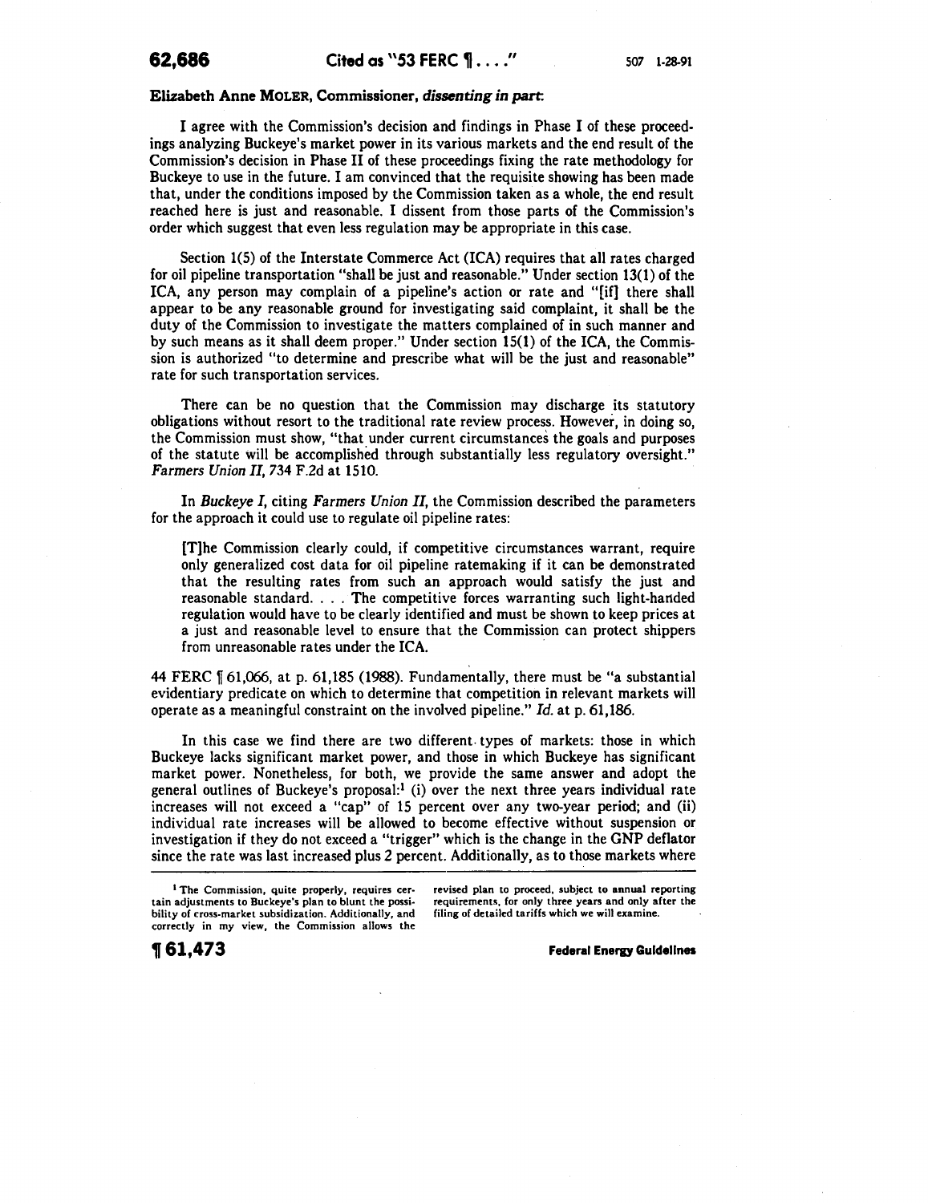**Elizabeth Anne MOLER, Commissioner, *dissenting in part*:**

I agree with the Commission's decision and findings in Phase I of these proceedings analyzing Buckeye's market power in its various markets and the end result of the Commission's decision in Phase II of these proceedings fixing the rate methodology for Buckeye to use in the future. I am convinced that the requisite showing has been made that, under the conditions imposed by the Commission taken as a whole, the end result reached here is just and reasonable. I dissent from those parts of the Commission's order which suggest that even less regulation may be appropriate in this case.

Section 1(5) of the Interstate Commerce Act (ICA) requires that all rates charged for oil pipeline transportation "shall be just and reasonable." Under section 13(1) of the ICA, any person may complain of a pipeline's action or rate and "[if] there shall appear to be any reasonable ground for investigating said complaint, it shall be the duty of the Commission to investigate the matters complained of in such manner and by such means as it shall deem proper." Under section 15(1) of the ICA, the Commission is authorized "to determine and prescribe what will be the just and reasonable" rate for such transportation services.

There can be no question that the Commission may discharge its statutory obligations without resort to the traditional rate review process. However, in doing so, the Commission must show, "that under current circumstances the goals and purposes of the statute will be accomplished through substantially less regulatory oversight." *Farmers Union II*, 734 F.2d at 1510.

In *Buckeye I*, citing *Farmers Union II*, the Commission described the parameters for the approach it could use to regulate oil pipeline rates:

> [T]he Commission clearly could, if competitive circumstances warrant, require only generalized cost data for oil pipeline ratemaking if it can be demonstrated that the resulting rates from such an approach would satisfy the just and reasonable standard. . . . The competitive forces warranting such light-handed regulation would have to be clearly identified and must be shown to keep prices at a just and reasonable level to ensure that the Commission can protect shippers from unreasonable rates under the ICA.

44 FERC ¶ 61,066, at p. 61,185 (1988). Fundamentally, there must be "a substantial evidentiary predicate on which to determine that competition in relevant markets will operate as a meaningful constraint on the involved pipeline." *Id.* at p. 61,186.

In this case we find there are two different types of markets: those in which Buckeye lacks significant market power, and those in which Buckeye has significant market power. Nonetheless, for both, we provide the same answer and adopt the general outlines of Buckeye's proposal:[1] (i) over the next three years individual rate increases will not exceed a "cap" of 15 percent over any two-year period; and (ii) individual rate increases will be allowed to become effective without suspension or investigation if they do not exceed a "trigger" which is the change in the GNP deflator since the rate was last increased plus 2 percent. Additionally, as to those markets where

---

[1] The Commission, quite properly, requires certain adjustments to Buckeye's plan to blunt the possibility of cross-market subsidization. Additionally, and correctly in my view, the Commission allows the revised plan to proceed, subject to annual reporting requirements, for only three years and only after the filing of detailed tariffs which we will examine.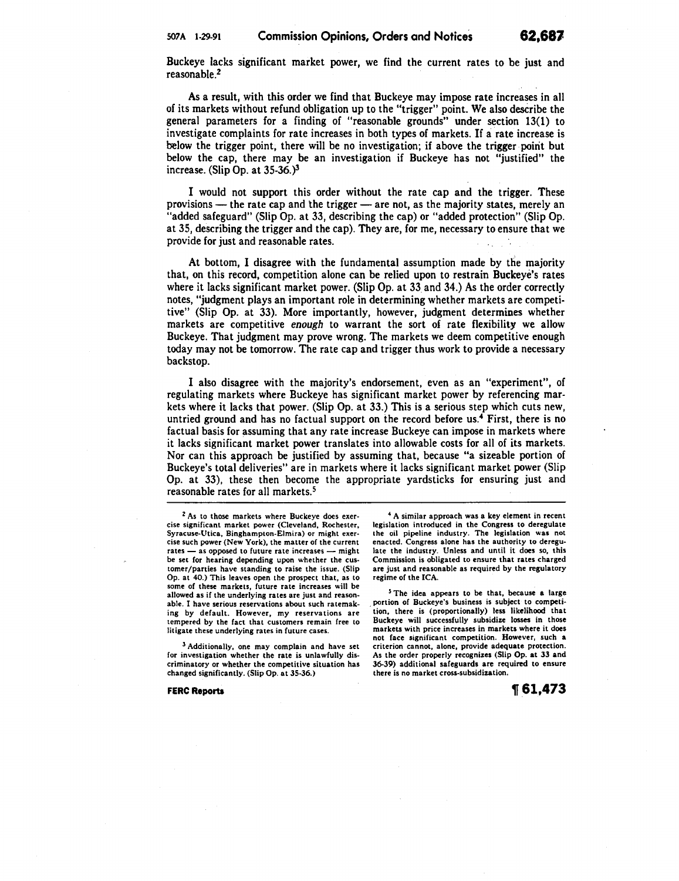Buckeye lacks significant market power, we find the current rates to be just and reasonable.[2]

As a result, with this order we find that Buckeye may impose rate increases in all of its markets without refund obligation up to the "trigger" point. We also describe the general parameters for a finding of "reasonable grounds" under section 13(1) to investigate complaints for rate increases in both types of markets. If a rate increase is below the trigger point, there will be no investigation; if above the trigger point but below the cap, there may be an investigation if Buckeye has not "justified" the increase. (Slip Op. at 35-36.)[3]

I would not support this order without the rate cap and the trigger. These provisions — the rate cap and the trigger — are not, as the majority states, merely an "added safeguard" (Slip Op. at 33, describing the cap) or "added protection" (Slip Op. at 35, describing the trigger and the cap). They are, for me, necessary to ensure that we provide for just and reasonable rates.

At bottom, I disagree with the fundamental assumption made by the majority that, on this record, competition alone can be relied upon to restrain Buckeye's rates where it lacks significant market power. (Slip Op. at 33 and 34.) As the order correctly notes, "judgment plays an important role in determining whether markets are competitive" (Slip Op. at 33). More importantly, however, judgment determines whether markets are competitive *enough* to warrant the sort of rate flexibility we allow Buckeye. That judgment may prove wrong. The markets we deem competitive enough today may not be tomorrow. The rate cap and trigger thus work to provide a necessary backstop.

I also disagree with the majority's endorsement, even as an "experiment", of regulating markets where Buckeye has significant market power by referencing markets where it lacks that power. (Slip Op. at 33.) This is a serious step which cuts new, untried ground and has no factual support on the record before us.[4] First, there is no factual basis for assuming that any rate increase Buckeye can impose in markets where it lacks significant market power translates into allowable costs for all of its markets. Nor can this approach be justified by assuming that, because "a sizeable portion of Buckeye's total deliveries" are in markets where it lacks significant market power (Slip Op. at 33), these then become the appropriate yardsticks for ensuring just and reasonable rates for all markets.[5]

---

[2] As to those markets where Buckeye does exercise significant market power (Cleveland, Rochester, Syracuse-Utica, Binghampton-Elmira) or might exercise such power (New York), the matter of the current rates — as opposed to future rate increases — might be set for hearing depending upon whether the customer/parties have standing to raise the issue. (Slip Op. at 40.) This leaves open the prospect that, as to some of these markets, future rate increases will be allowed as if the underlying rates are just and reasonable. I have serious reservations about such ratemaking by default. However, my reservations are tempered by the fact that customers remain free to litigate these underlying rates in future cases.

[3] Additionally, one may complain and have set for investigation whether the rate is unlawfully discriminatory or whether the competitive situation has changed significantly. (Slip Op. at 35-36.)

[4] A similar approach was a key element in recent legislation introduced in the Congress to deregulate the oil pipeline industry. The legislation was not enacted. Congress alone has the authority to deregulate the industry. Unless and until it does so, this Commission is obligated to ensure that rates charged are just and reasonable as required by the regulatory regime of the ICA.

[5] The idea appears to be that, because a large portion of Buckeye's business is subject to competition, there is (proportionally) less likelihood that Buckeye will successfully subsidize losses in those markets with price increases in markets where it does not face significant competition. However, such a criterion cannot, alone, provide adequate protection. As the order properly recognizes (Slip Op. at 33 and 36-39) additional safeguards are required to ensure there is no market cross-subsidization.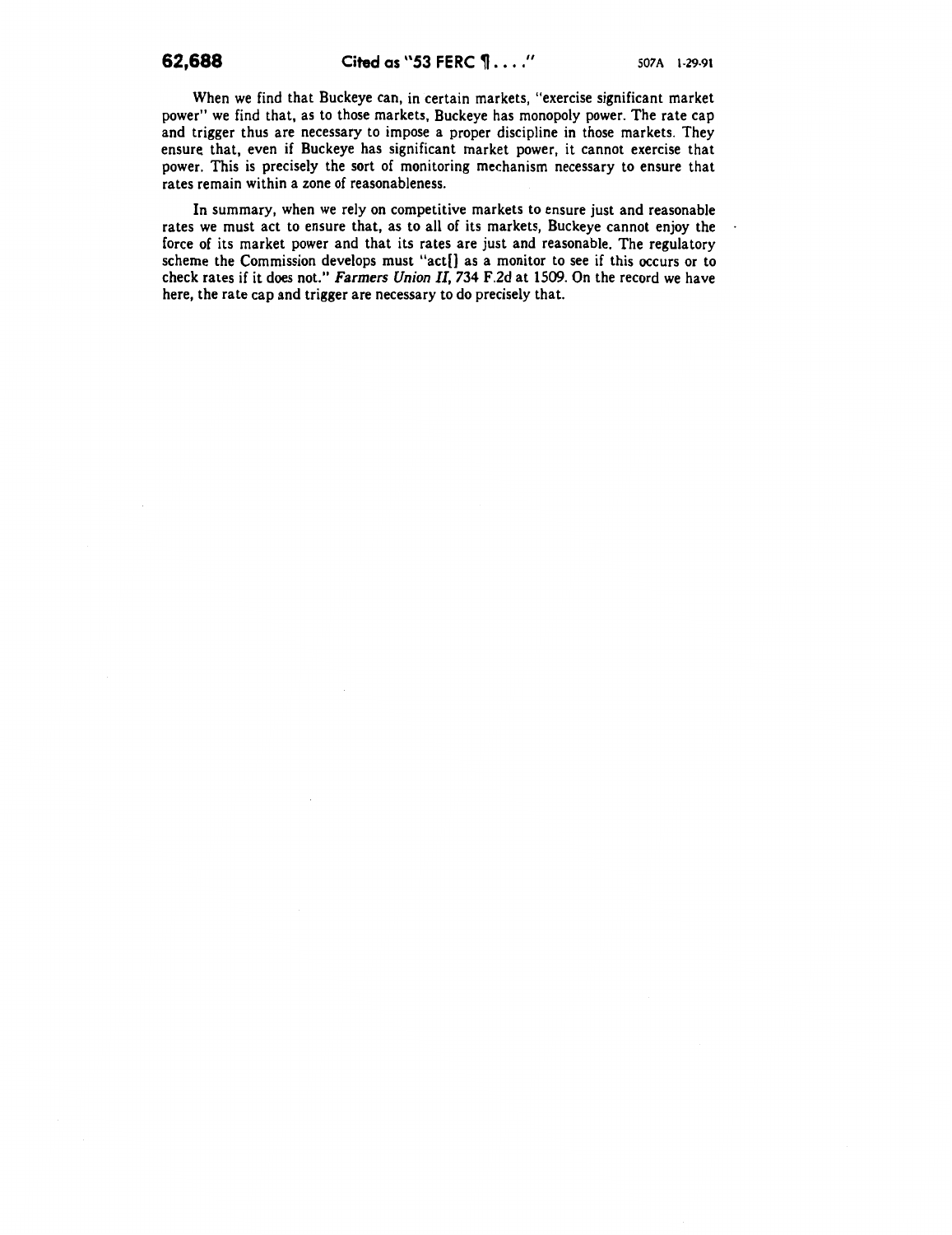When we find that Buckeye can, in certain markets, "exercise significant market power" we find that, as to those markets, Buckeye has monopoly power. The rate cap and trigger thus are necessary to impose a proper discipline in those markets. They ensure that, even if Buckeye has significant market power, it cannot exercise that power. This is precisely the sort of monitoring mechanism necessary to ensure that rates remain within a zone of reasonableness.

In summary, when we rely on competitive markets to ensure just and reasonable rates we must act to ensure that, as to all of its markets, Buckeye cannot enjoy the force of its market power and that its rates are just and reasonable. The regulatory scheme the Commission develops must "act[] as a monitor to see if this occurs or to check rates if it does not." *Farmers Union II*, 734 F.2d at 1509. On the record we have here, the rate cap and trigger are necessary to do precisely that.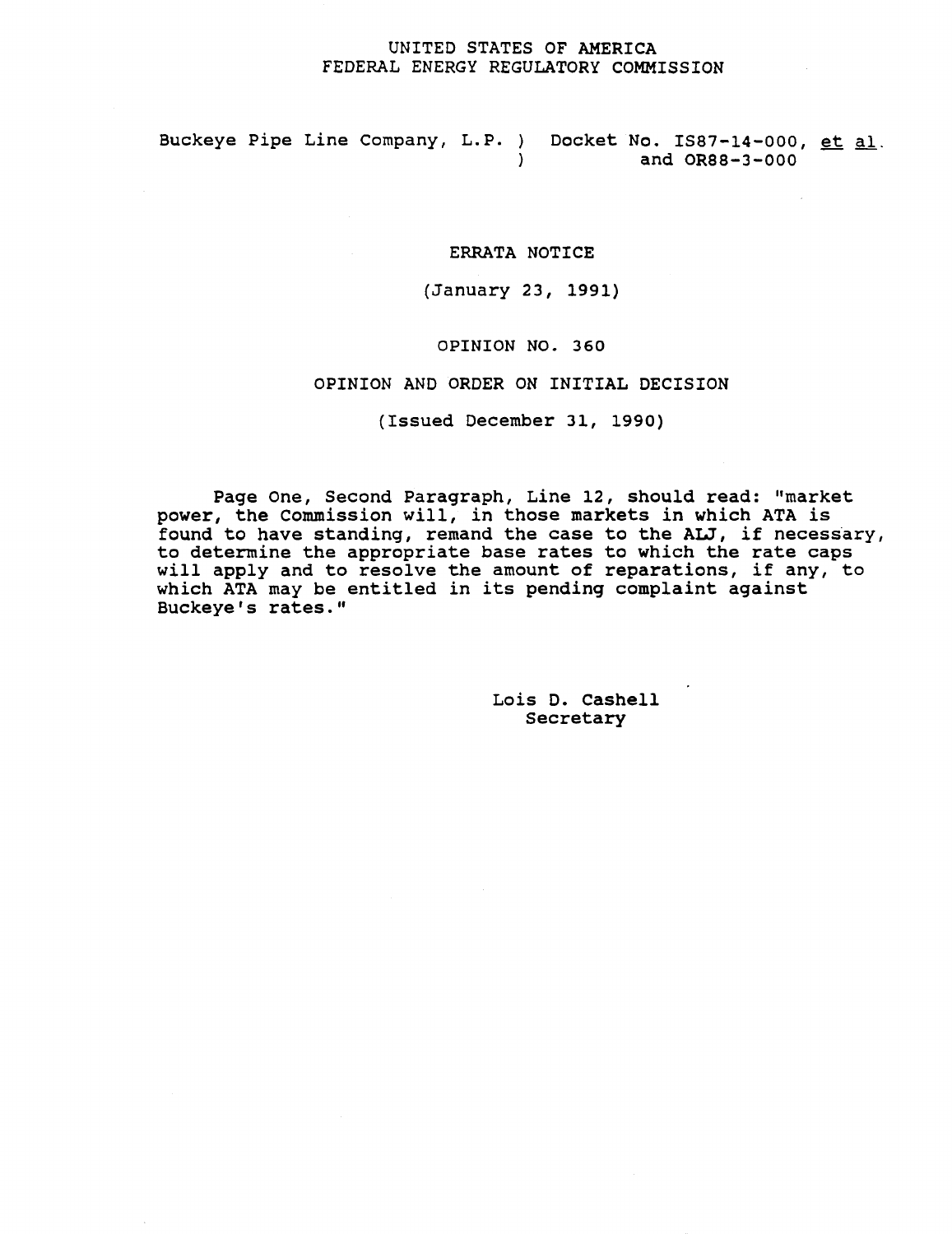UNITED STATES OF AMERICA
FEDERAL ENERGY REGULATORY COMMISSION

Buckeye Pipe Line Company, L.P. ) Docket No. IS87-14-000, *et al*.
) and OR88-3-000

ERRATA NOTICE

(January 23, 1991)

OPINION NO. 360

OPINION AND ORDER ON INITIAL DECISION

(Issued December 31, 1990)

Page One, Second Paragraph, Line 12, should read: "market power, the Commission will, in those markets in which ATA is found to have standing, remand the case to the ALJ, if necessary, to determine the appropriate base rates to which the rate caps will apply and to resolve the amount of reparations, if any, to which ATA may be entitled in its pending complaint against Buckeye's rates."

Lois D. Cashell
Secretary